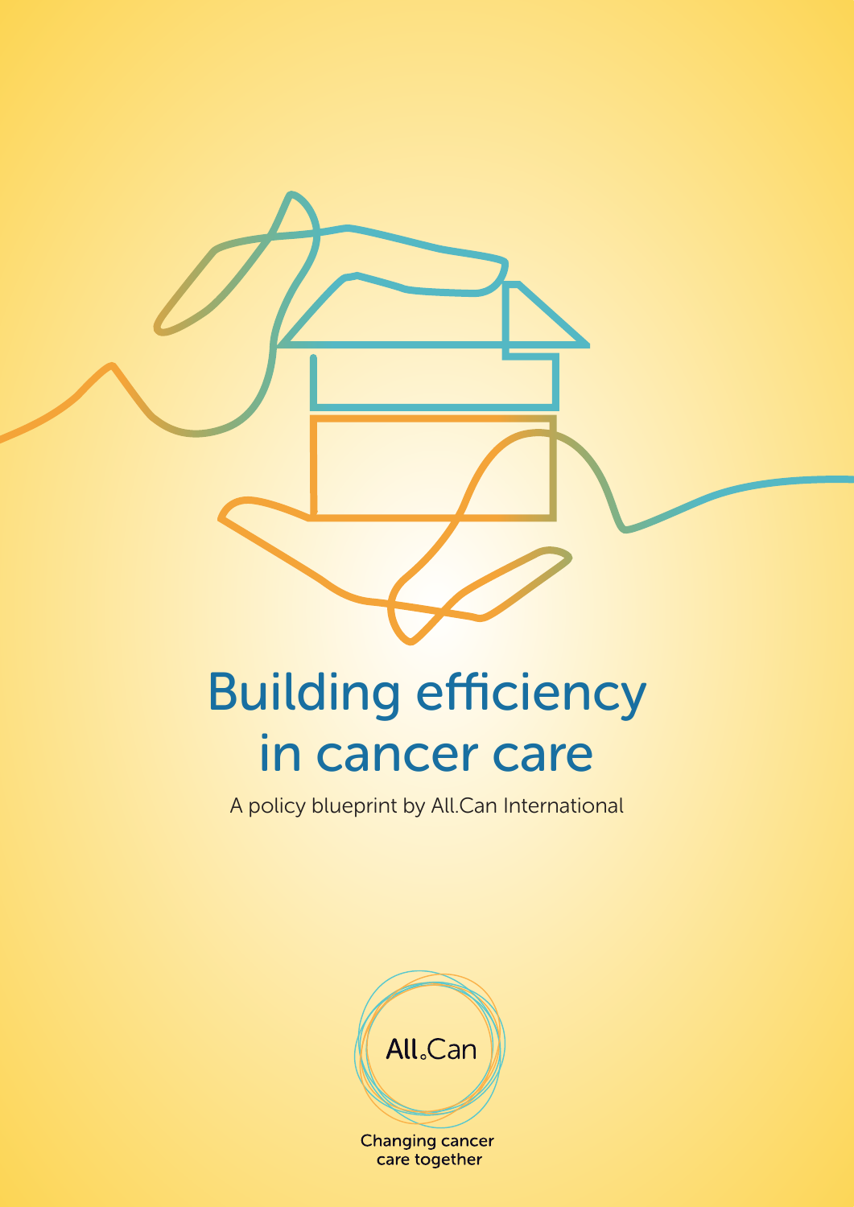# Building efficiency in cancer care

A policy blueprint by All.Can International

All.Can

Changing cancer care together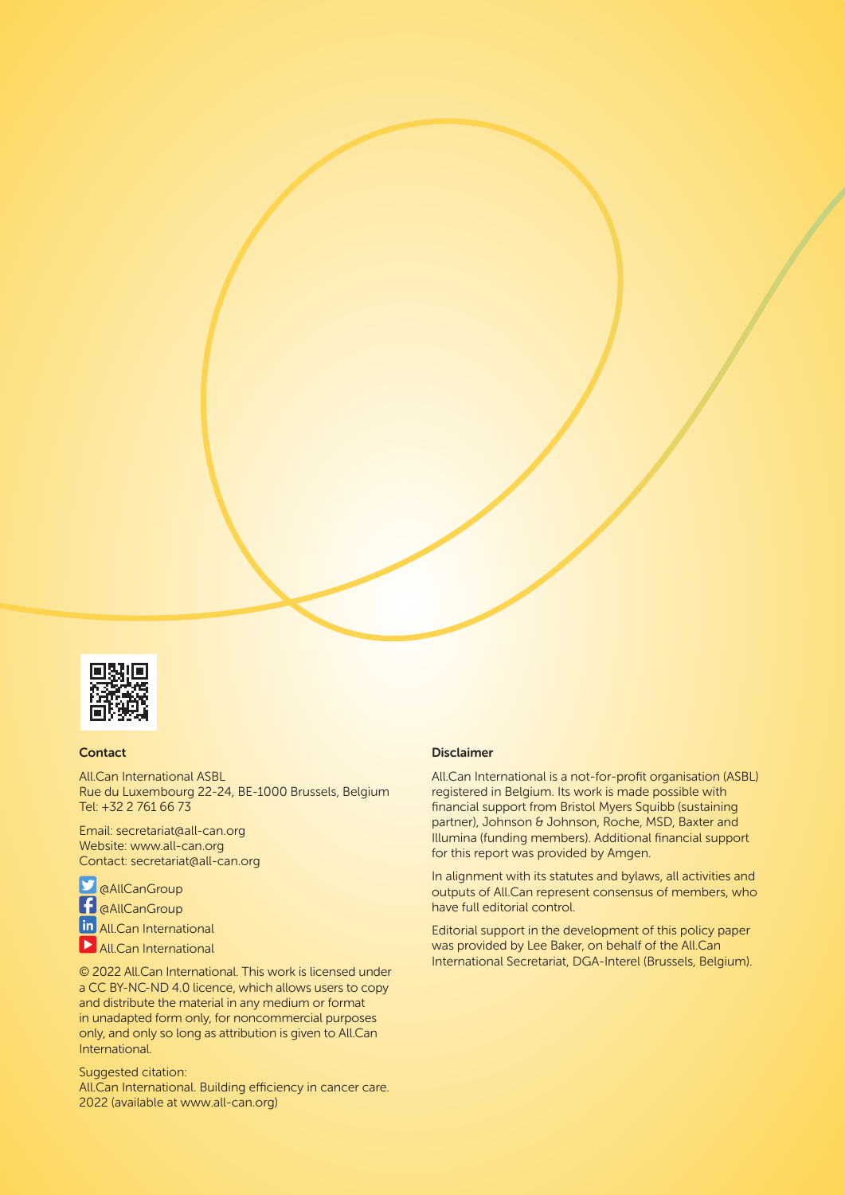## Contact

All.Can International ASBL
Rue du Luxembourg 22-24, BE-1000 Brussels, Belgium
Tel: +32 2 761 66 73

Email: secretariat@all-can.org
Website: www.all-can.org
Contact: secretariat@all-can.org

@AllCanGroup
@AllCanGroup
All.Can International
All.Can International

© 2022 All.Can International. This work is licensed under a CC BY-NC-ND 4.0 licence, which allows users to copy and distribute the material in any medium or format in unadapted form only, for noncommercial purposes only, and only so long as attribution is given to All.Can International.

Suggested citation:
All.Can International. Building efficiency in cancer care. 2022 (available at www.all-can.org)

## Disclaimer

All.Can International is a not-for-profit organisation (ASBL) registered in Belgium. Its work is made possible with financial support from Bristol Myers Squibb (sustaining partner), Johnson & Johnson, Roche, MSD, Baxter and Illumina (funding members). Additional financial support for this report was provided by Amgen.

In alignment with its statutes and bylaws, all activities and outputs of All.Can represent consensus of members, who have full editorial control.

Editorial support in the development of this policy paper was provided by Lee Baker, on behalf of the All.Can International Secretariat, DGA-Interel (Brussels, Belgium).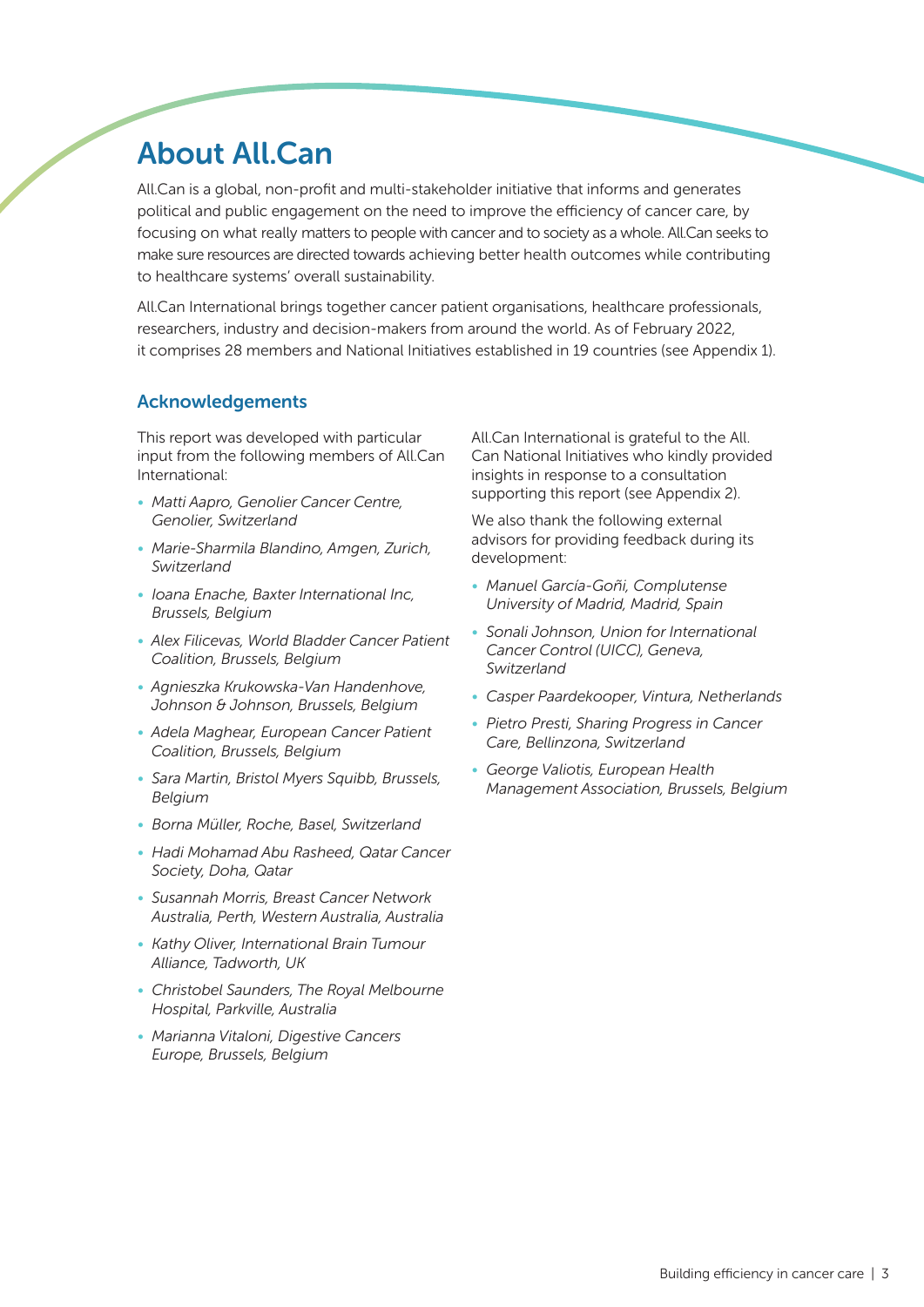# About All.Can

All.Can is a global, non-profit and multi-stakeholder initiative that informs and generates political and public engagement on the need to improve the efficiency of cancer care, by focusing on what really matters to people with cancer and to society as a whole. All.Can seeks to make sure resources are directed towards achieving better health outcomes while contributing to healthcare systems' overall sustainability.

All.Can International brings together cancer patient organisations, healthcare professionals, researchers, industry and decision-makers from around the world. As of February 2022, it comprises 28 members and National Initiatives established in 19 countries (see Appendix 1).

## Acknowledgements

This report was developed with particular input from the following members of All.Can International:

- *Matti Aapro, Genolier Cancer Centre, Genolier, Switzerland*
- *Marie-Sharmila Blandino, Amgen, Zurich, Switzerland*
- *Ioana Enache, Baxter International Inc, Brussels, Belgium*
- *Alex Filicevas, World Bladder Cancer Patient Coalition, Brussels, Belgium*
- *Agnieszka Krukowska-Van Handenhove, Johnson & Johnson, Brussels, Belgium*
- *Adela Maghear, European Cancer Patient Coalition, Brussels, Belgium*
- *Sara Martin, Bristol Myers Squibb, Brussels, Belgium*
- *Borna Müller, Roche, Basel, Switzerland*
- *Hadi Mohamad Abu Rasheed, Qatar Cancer Society, Doha, Qatar*
- *Susannah Morris, Breast Cancer Network Australia, Perth, Western Australia, Australia*
- *Kathy Oliver, International Brain Tumour Alliance, Tadworth, UK*
- *Christobel Saunders, The Royal Melbourne Hospital, Parkville, Australia*
- *Marianna Vitaloni, Digestive Cancers Europe, Brussels, Belgium*

All.Can International is grateful to the All.Can National Initiatives who kindly provided insights in response to a consultation supporting this report (see Appendix 2).

We also thank the following external advisors for providing feedback during its development:

- *Manuel García-Goñi, Complutense University of Madrid, Madrid, Spain*
- *Sonali Johnson, Union for International Cancer Control (UICC), Geneva, Switzerland*
- *Casper Paardekooper, Vintura, Netherlands*
- *Pietro Presti, Sharing Progress in Cancer Care, Bellinzona, Switzerland*
- *George Valiotis, European Health Management Association, Brussels, Belgium*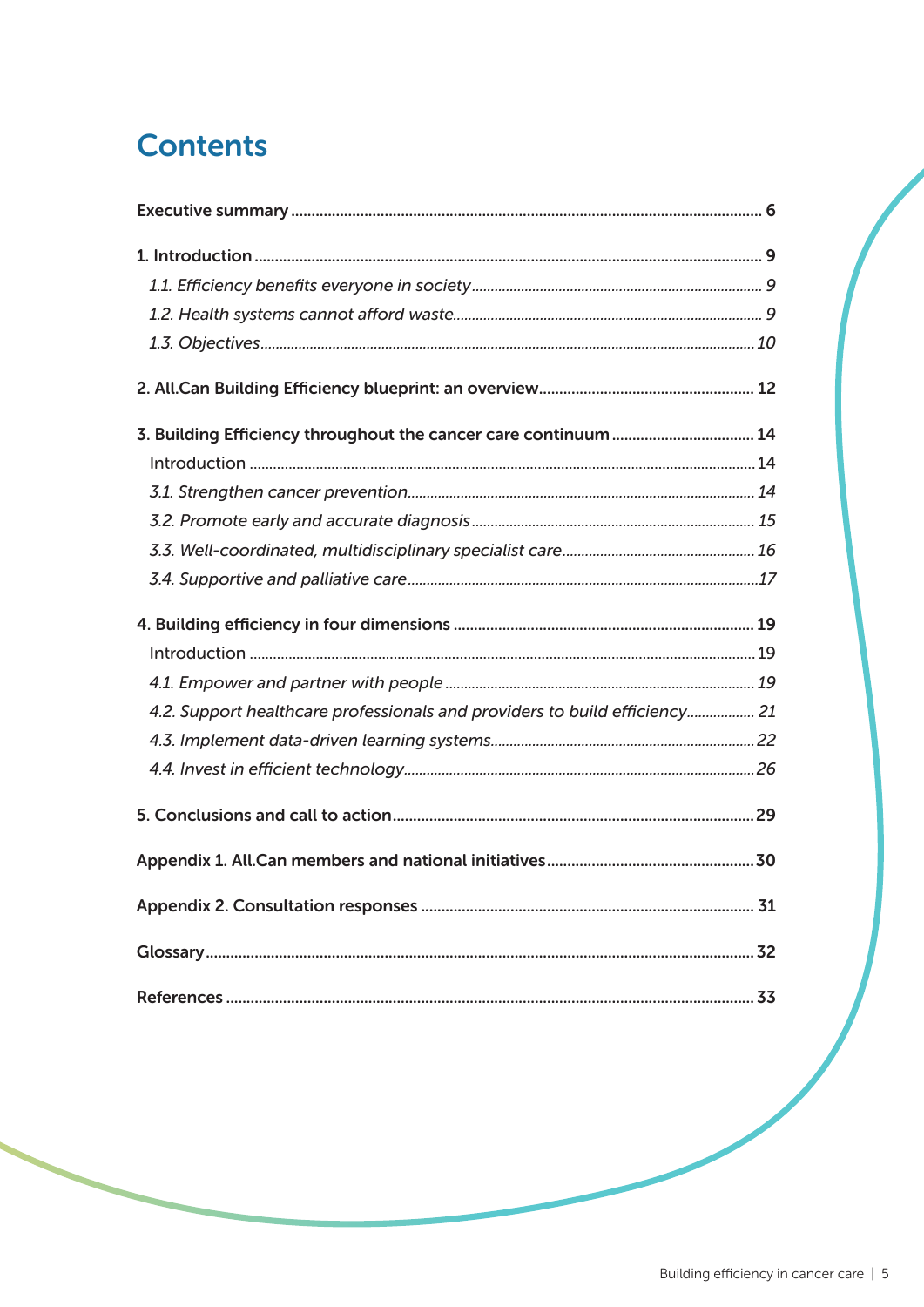# Contents

**Executive summary** ... 6

**1. Introduction** ... 9

- *1.1. Efficiency benefits everyone in society* ... 9
- *1.2. Health systems cannot afford waste* ... 9
- *1.3. Objectives* ... 10

**2. All.Can Building Efficiency blueprint: an overview** ... 12

**3. Building Efficiency throughout the cancer care continuum** ... 14

- Introduction ... 14
- *3.1. Strengthen cancer prevention* ... 14
- *3.2. Promote early and accurate diagnosis* ... 15
- *3.3. Well-coordinated, multidisciplinary specialist care* ... 16
- *3.4. Supportive and palliative care* ... 17

**4. Building efficiency in four dimensions** ... 19

- Introduction ... 19
- *4.1. Empower and partner with people* ... 19
- *4.2. Support healthcare professionals and providers to build efficiency* ... 21
- *4.3. Implement data-driven learning systems* ... 22
- *4.4. Invest in efficient technology* ... 26

**5. Conclusions and call to action** ... 29

**Appendix 1. All.Can members and national initiatives** ... 30

**Appendix 2. Consultation responses** ... 31

**Glossary** ... 32

**References** ... 33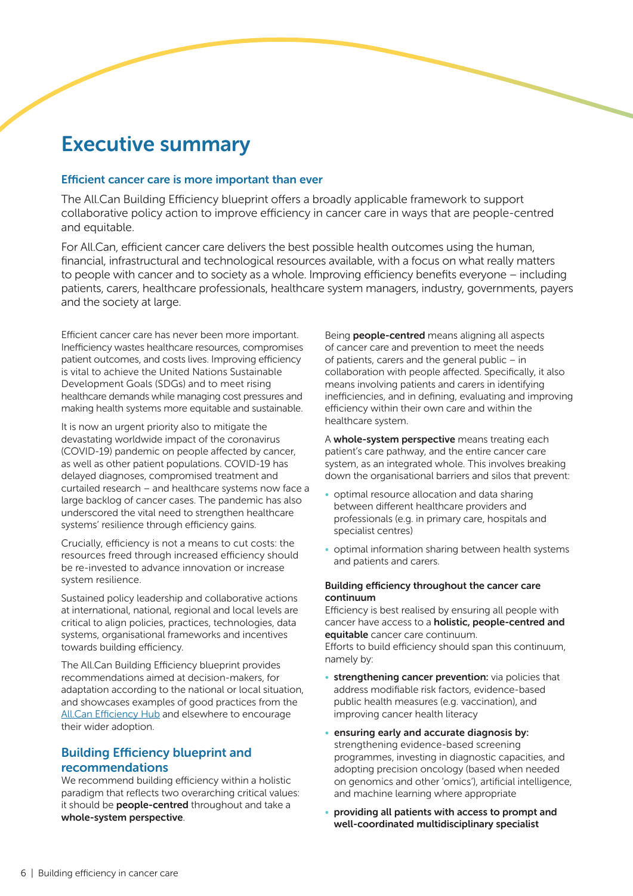# Executive summary

### Efficient cancer care is more important than ever

The All.Can Building Efficiency blueprint offers a broadly applicable framework to support collaborative policy action to improve efficiency in cancer care in ways that are people-centred and equitable.

For All.Can, efficient cancer care delivers the best possible health outcomes using the human, financial, infrastructural and technological resources available, with a focus on what really matters to people with cancer and to society as a whole. Improving efficiency benefits everyone – including patients, carers, healthcare professionals, healthcare system managers, industry, governments, payers and the society at large.

Efficient cancer care has never been more important. Inefficiency wastes healthcare resources, compromises patient outcomes, and costs lives. Improving efficiency is vital to achieve the United Nations Sustainable Development Goals (SDGs) and to meet rising healthcare demands while managing cost pressures and making health systems more equitable and sustainable.

It is now an urgent priority also to mitigate the devastating worldwide impact of the coronavirus (COVID-19) pandemic on people affected by cancer, as well as other patient populations. COVID-19 has delayed diagnoses, compromised treatment and curtailed research – and healthcare systems now face a large backlog of cancer cases. The pandemic has also underscored the vital need to strengthen healthcare systems' resilience through efficiency gains.

Crucially, efficiency is not a means to cut costs: the resources freed through increased efficiency should be re-invested to advance innovation or increase system resilience.

Sustained policy leadership and collaborative actions at international, national, regional and local levels are critical to align policies, practices, technologies, data systems, organisational frameworks and incentives towards building efficiency.

The All.Can Building Efficiency blueprint provides recommendations aimed at decision-makers, for adaptation according to the national or local situation, and showcases examples of good practices from the All.Can Efficiency Hub and elsewhere to encourage their wider adoption.

## Building Efficiency blueprint and recommendations

We recommend building efficiency within a holistic paradigm that reflects two overarching critical values: it should be **people-centred** throughout and take a **whole-system perspective**.

Being **people-centred** means aligning all aspects of cancer care and prevention to meet the needs of patients, carers and the general public – in collaboration with people affected. Specifically, it also means involving patients and carers in identifying inefficiencies, and in defining, evaluating and improving efficiency within their own care and within the healthcare system.

A **whole-system perspective** means treating each patient's care pathway, and the entire cancer care system, as an integrated whole. This involves breaking down the organisational barriers and silos that prevent:

- optimal resource allocation and data sharing between different healthcare providers and professionals (e.g. in primary care, hospitals and specialist centres)
- optimal information sharing between health systems and patients and carers.

**Building efficiency throughout the cancer care continuum**

Efficiency is best realised by ensuring all people with cancer have access to a **holistic, people-centred and equitable** cancer care continuum.

Efforts to build efficiency should span this continuum, namely by:

- **strengthening cancer prevention:** via policies that address modifiable risk factors, evidence-based public health measures (e.g. vaccination), and improving cancer health literacy
- **ensuring early and accurate diagnosis by:** strengthening evidence-based screening programmes, investing in diagnostic capacities, and adopting precision oncology (based when needed on genomics and other 'omics'), artificial intelligence, and machine learning where appropriate
- **providing all patients with access to prompt and well-coordinated multidisciplinary specialist**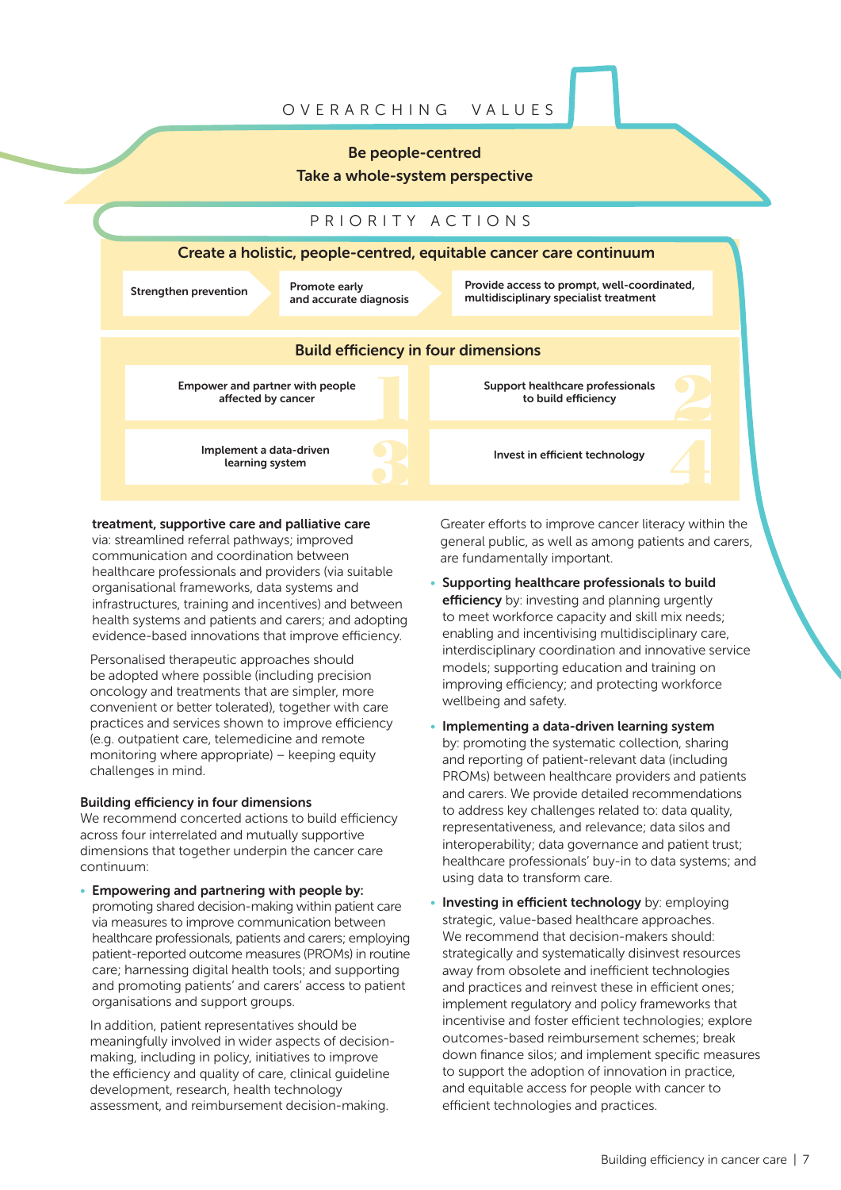OVERARCHING VALUES

**Be people-centred**
**Take a whole-system perspective**

PRIORITY ACTIONS

**Create a holistic, people-centred, equitable cancer care continuum**

- Strengthen prevention
- Promote early and accurate diagnosis
- Provide access to prompt, well-coordinated, multidisciplinary specialist treatment

**Build efficiency in four dimensions**

1. Empower and partner with people affected by cancer
2. Support healthcare professionals to build efficiency
3. Implement a data-driven learning system
4. Invest in efficient technology

**treatment, supportive care and palliative care** via: streamlined referral pathways; improved communication and coordination between healthcare professionals and providers (via suitable organisational frameworks, data systems and infrastructures, training and incentives) and between health systems and patients and carers; and adopting evidence-based innovations that improve efficiency.

Personalised therapeutic approaches should be adopted where possible (including precision oncology and treatments that are simpler, more convenient or better tolerated), together with care practices and services shown to improve efficiency (e.g. outpatient care, telemedicine and remote monitoring where appropriate) – keeping equity challenges in mind.

### Building efficiency in four dimensions

We recommend concerted actions to build efficiency across four interrelated and mutually supportive dimensions that together underpin the cancer care continuum:

- **Empowering and partnering with people by:** promoting shared decision-making within patient care via measures to improve communication between healthcare professionals, patients and carers; employing patient-reported outcome measures (PROMs) in routine care; harnessing digital health tools; and supporting and promoting patients' and carers' access to patient organisations and support groups.

  In addition, patient representatives should be meaningfully involved in wider aspects of decision-making, including in policy, initiatives to improve the efficiency and quality of care, clinical guideline development, research, health technology assessment, and reimbursement decision-making.

  Greater efforts to improve cancer literacy within the general public, as well as among patients and carers, are fundamentally important.

- **Supporting healthcare professionals to build efficiency** by: investing and planning urgently to meet workforce capacity and skill mix needs; enabling and incentivising multidisciplinary care, interdisciplinary coordination and innovative service models; supporting education and training on improving efficiency; and protecting workforce wellbeing and safety.

- **Implementing a data-driven learning system** by: promoting the systematic collection, sharing and reporting of patient-relevant data (including PROMs) between healthcare providers and patients and carers. We provide detailed recommendations to address key challenges related to: data quality, representativeness, and relevance; data silos and interoperability; data governance and patient trust; healthcare professionals' buy-in to data systems; and using data to transform care.

- **Investing in efficient technology** by: employing strategic, value-based healthcare approaches. We recommend that decision-makers should: strategically and systematically disinvest resources away from obsolete and inefficient technologies and practices and reinvest these in efficient ones; implement regulatory and policy frameworks that incentivise and foster efficient technologies; explore outcomes-based reimbursement schemes; break down finance silos; and implement specific measures to support the adoption of innovation in practice, and equitable access for people with cancer to efficient technologies and practices.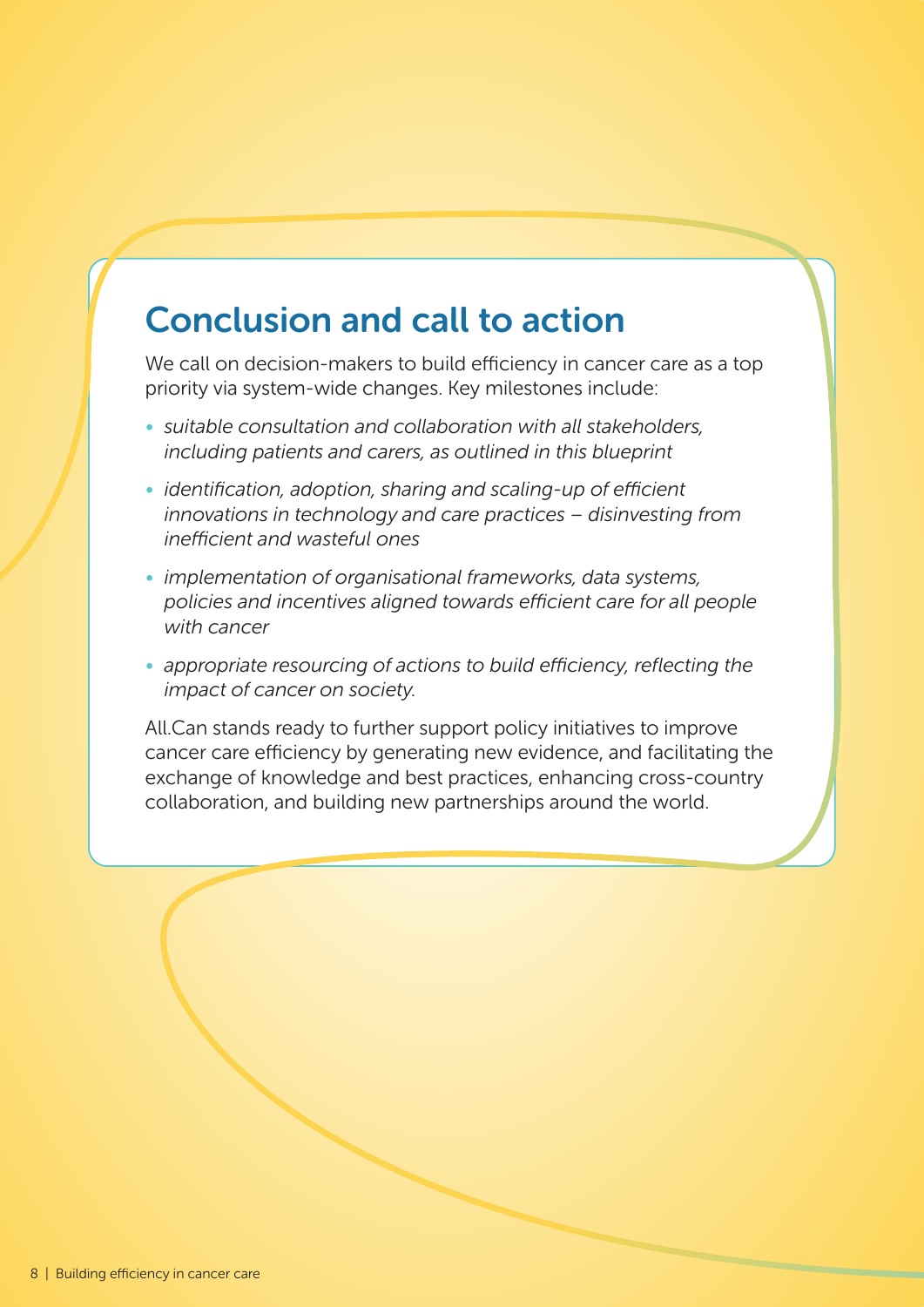## Conclusion and call to action

We call on decision-makers to build efficiency in cancer care as a top priority via system-wide changes. Key milestones include:

- *suitable consultation and collaboration with all stakeholders, including patients and carers, as outlined in this blueprint*
- *identification, adoption, sharing and scaling-up of efficient innovations in technology and care practices – disinvesting from inefficient and wasteful ones*
- *implementation of organisational frameworks, data systems, policies and incentives aligned towards efficient care for all people with cancer*
- *appropriate resourcing of actions to build efficiency, reflecting the impact of cancer on society.*

All.Can stands ready to further support policy initiatives to improve cancer care efficiency by generating new evidence, and facilitating the exchange of knowledge and best practices, enhancing cross-country collaboration, and building new partnerships around the world.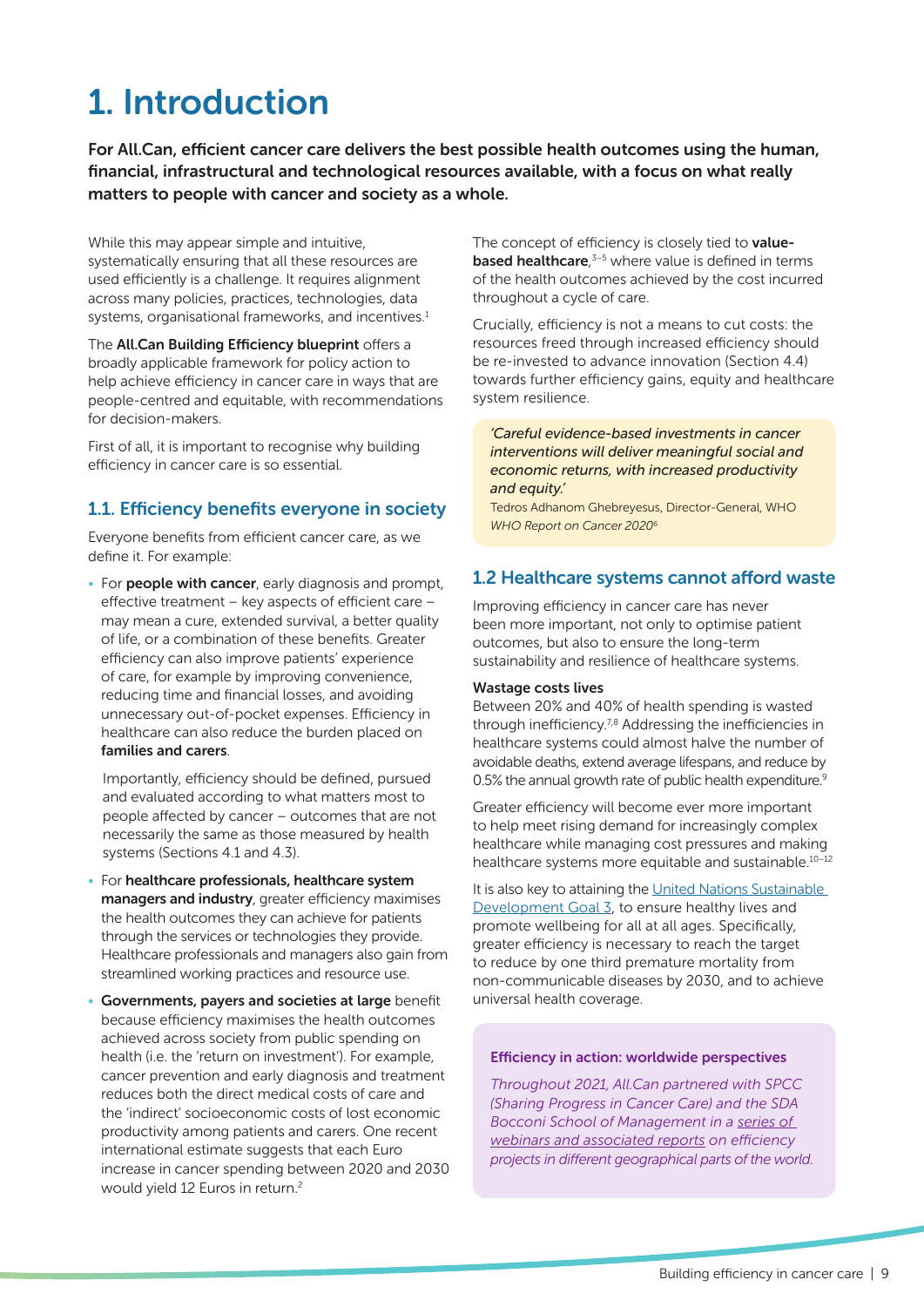# 1. Introduction

**For All.Can, efficient cancer care delivers the best possible health outcomes using the human, financial, infrastructural and technological resources available, with a focus on what really matters to people with cancer and society as a whole.**

While this may appear simple and intuitive, systematically ensuring that all these resources are used efficiently is a challenge. It requires alignment across many policies, practices, technologies, data systems, organisational frameworks, and incentives.[1]

The **All.Can Building Efficiency blueprint** offers a broadly applicable framework for policy action to help achieve efficiency in cancer care in ways that are people-centred and equitable, with recommendations for decision-makers.

First of all, it is important to recognise why building efficiency in cancer care is so essential.

## 1.1. Efficiency benefits everyone in society

Everyone benefits from efficient cancer care, as we define it. For example:

- For **people with cancer**, early diagnosis and prompt, effective treatment – key aspects of efficient care – may mean a cure, extended survival, a better quality of life, or a combination of these benefits. Greater efficiency can also improve patients' experience of care, for example by improving convenience, reducing time and financial losses, and avoiding unnecessary out-of-pocket expenses. Efficiency in healthcare can also reduce the burden placed on **families and carers**.

  Importantly, efficiency should be defined, pursued and evaluated according to what matters most to people affected by cancer – outcomes that are not necessarily the same as those measured by health systems (Sections 4.1 and 4.3).

- For **healthcare professionals, healthcare system managers and industry**, greater efficiency maximises the health outcomes they can achieve for patients through the services or technologies they provide. Healthcare professionals and managers also gain from streamlined working practices and resource use.
- **Governments, payers and societies at large** benefit because efficiency maximises the health outcomes achieved across society from public spending on health (i.e. the 'return on investment'). For example, cancer prevention and early diagnosis and treatment reduces both the direct medical costs of care and the 'indirect' socioeconomic costs of lost economic productivity among patients and carers. One recent international estimate suggests that each Euro increase in cancer spending between 2020 and 2030 would yield 12 Euros in return.[2]

The concept of efficiency is closely tied to **value-based healthcare**,[3–5] where value is defined in terms of the health outcomes achieved by the cost incurred throughout a cycle of care.

Crucially, efficiency is not a means to cut costs: the resources freed through increased efficiency should be re-invested to advance innovation (Section 4.4) towards further efficiency gains, equity and healthcare system resilience.

> *'Careful evidence-based investments in cancer interventions will deliver meaningful social and economic returns, with increased productivity and equity.'*
>
> Tedros Adhanom Ghebreyesus, Director-General, WHO
> *WHO Report on Cancer 2020*[6]

## 1.2 Healthcare systems cannot afford waste

Improving efficiency in cancer care has never been more important, not only to optimise patient outcomes, but also to ensure the long-term sustainability and resilience of healthcare systems.

**Wastage costs lives**

Between 20% and 40% of health spending is wasted through inefficiency.[7,8] Addressing the inefficiencies in healthcare systems could almost halve the number of avoidable deaths, extend average lifespans, and reduce by 0.5% the annual growth rate of public health expenditure.[9]

Greater efficiency will become ever more important to help meet rising demand for increasingly complex healthcare while managing cost pressures and making healthcare systems more equitable and sustainable.[10–12]

It is also key to attaining the United Nations Sustainable Development Goal 3, to ensure healthy lives and promote wellbeing for all at all ages. Specifically, greater efficiency is necessary to reach the target to reduce by one third premature mortality from non-communicable diseases by 2030, and to achieve universal health coverage.

> **Efficiency in action: worldwide perspectives**
>
> *Throughout 2021, All.Can partnered with SPCC (Sharing Progress in Cancer Care) and the SDA Bocconi School of Management in a series of webinars and associated reports on efficiency projects in different geographical parts of the world.*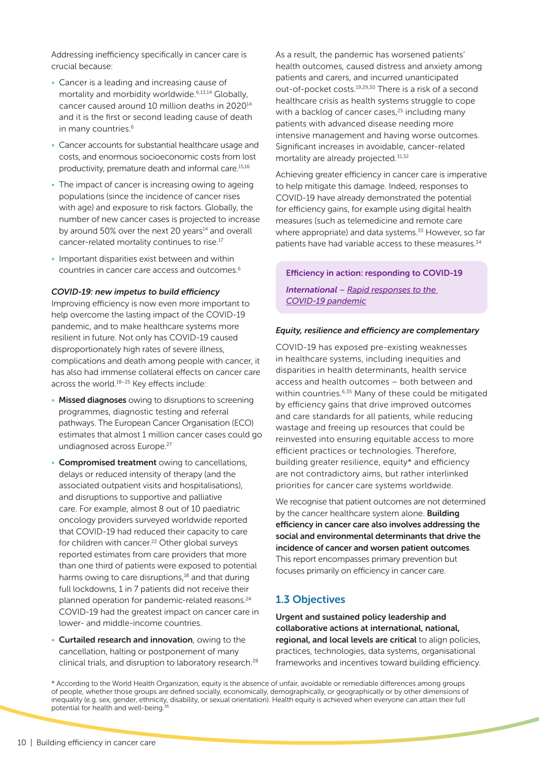Addressing inefficiency specifically in cancer care is crucial because:

- Cancer is a leading and increasing cause of mortality and morbidity worldwide.[6,13,14] Globally, cancer caused around 10 million deaths in 2020[14] and it is the first or second leading cause of death in many countries.[6]
- Cancer accounts for substantial healthcare usage and costs, and enormous socioeconomic costs from lost productivity, premature death and informal care.[15,16]
- The impact of cancer is increasing owing to ageing populations (since the incidence of cancer rises with age) and exposure to risk factors. Globally, the number of new cancer cases is projected to increase by around 50% over the next 20 years[14] and overall cancer-related mortality continues to rise.[17]
- Important disparities exist between and within countries in cancer care access and outcomes.[6]

***COVID-19: new impetus to build efficiency***

Improving efficiency is now even more important to help overcome the lasting impact of the COVID-19 pandemic, and to make healthcare systems more resilient in future. Not only has COVID-19 caused disproportionately high rates of severe illness, complications and death among people with cancer, it has also had immense collateral effects on cancer care across the world.[18–25] Key effects include:

- **Missed diagnoses** owing to disruptions to screening programmes, diagnostic testing and referral pathways. The European Cancer Organisation (ECO) estimates that almost 1 million cancer cases could go undiagnosed across Europe.[27]
- **Compromised treatment** owing to cancellations, delays or reduced intensity of therapy (and the associated outpatient visits and hospitalisations), and disruptions to supportive and palliative care. For example, almost 8 out of 10 paediatric oncology providers surveyed worldwide reported that COVID-19 had reduced their capacity to care for children with cancer.[22] Other global surveys reported estimates from care providers that more than one third of patients were exposed to potential harms owing to care disruptions,[18] and that during full lockdowns, 1 in 7 patients did not receive their planned operation for pandemic-related reasons.[24] COVID-19 had the greatest impact on cancer care in lower- and middle-income countries.
- **Curtailed research and innovation**, owing to the cancellation, halting or postponement of many clinical trials, and disruption to laboratory research.[28]

As a result, the pandemic has worsened patients' health outcomes, caused distress and anxiety among patients and carers, and incurred unanticipated out-of-pocket costs.[19,29,30] There is a risk of a second healthcare crisis as health systems struggle to cope with a backlog of cancer cases,[25] including many patients with advanced disease needing more intensive management and having worse outcomes. Significant increases in avoidable, cancer-related mortality are already projected.[31,32]

Achieving greater efficiency in cancer care is imperative to help mitigate this damage. Indeed, responses to COVID-19 have already demonstrated the potential for efficiency gains, for example using digital health measures (such as telemedicine and remote care where appropriate) and data systems.[33] However, so far patients have had variable access to these measures.[34]

> **Efficiency in action: responding to COVID-19**
>
> ***International*** *– Rapid responses to the COVID-19 pandemic*

***Equity, resilience and efficiency are complementary***

COVID-19 has exposed pre-existing weaknesses in healthcare systems, including inequities and disparities in health determinants, health service access and health outcomes – both between and within countries.[6,35] Many of these could be mitigated by efficiency gains that drive improved outcomes and care standards for all patients, while reducing wastage and freeing up resources that could be reinvested into ensuring equitable access to more efficient practices or technologies. Therefore, building greater resilience, equity* and efficiency are not contradictory aims, but rather interlinked priorities for cancer care systems worldwide.

We recognise that patient outcomes are not determined by the cancer healthcare system alone. **Building efficiency in cancer care also involves addressing the social and environmental determinants that drive the incidence of cancer and worsen patient outcomes**. This report encompasses primary prevention but focuses primarily on efficiency in cancer care.

## 1.3 Objectives

**Urgent and sustained policy leadership and collaborative actions at international, national, regional, and local levels are critical** to align policies, practices, technologies, data systems, organisational frameworks and incentives toward building efficiency.

\* According to the World Health Organization, equity is the absence of unfair, avoidable or remediable differences among groups of people, whether those groups are defined socially, economically, demographically, or geographically or by other dimensions of inequality (e.g. sex, gender, ethnicity, disability, or sexual orientation). Health equity is achieved when everyone can attain their full potential for health and well-being.[36]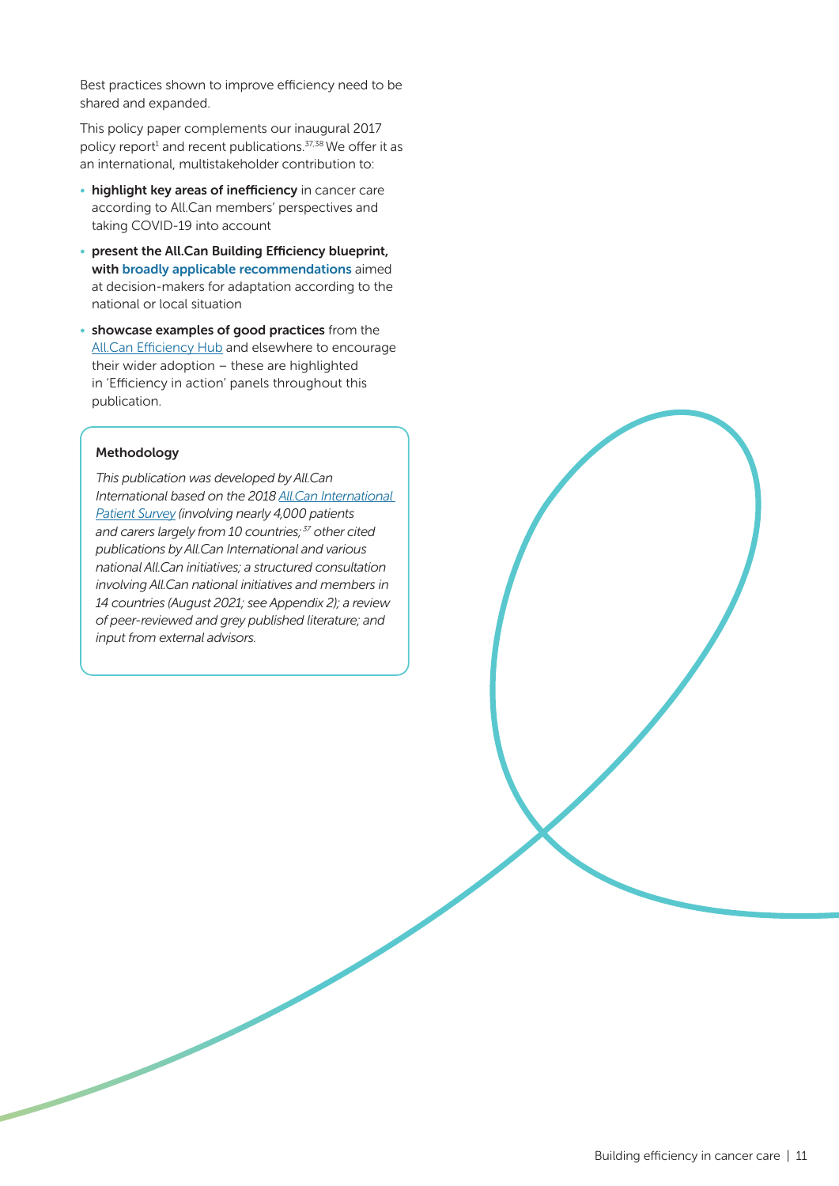Best practices shown to improve efficiency need to be shared and expanded.

This policy paper complements our inaugural 2017 policy report[1] and recent publications.[37,38] We offer it as an international, multistakeholder contribution to:

- **highlight key areas of inefficiency** in cancer care according to All.Can members' perspectives and taking COVID-19 into account
- **present the All.Can Building Efficiency blueprint, with broadly applicable recommendations** aimed at decision-makers for adaptation according to the national or local situation
- **showcase examples of good practices** from the All.Can Efficiency Hub and elsewhere to encourage their wider adoption – these are highlighted in 'Efficiency in action' panels throughout this publication.

**Methodology**

*This publication was developed by All.Can International based on the 2018 All.Can International Patient Survey (involving nearly 4,000 patients and carers largely from 10 countries;[37] other cited publications by All.Can International and various national All.Can initiatives; a structured consultation involving All.Can national initiatives and members in 14 countries (August 2021; see Appendix 2); a review of peer-reviewed and grey published literature; and input from external advisors.*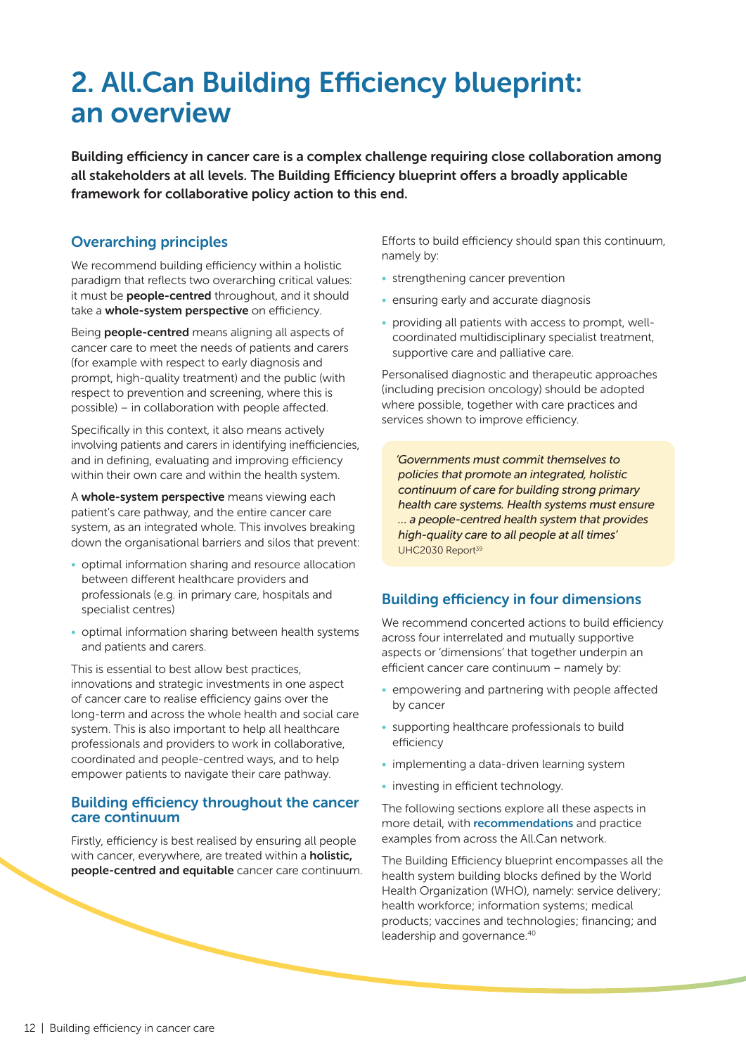# 2. All.Can Building Efficiency blueprint: an overview

**Building efficiency in cancer care is a complex challenge requiring close collaboration among all stakeholders at all levels. The Building Efficiency blueprint offers a broadly applicable framework for collaborative policy action to this end.**

## Overarching principles

We recommend building efficiency within a holistic paradigm that reflects two overarching critical values: it must be **people-centred** throughout, and it should take a **whole-system perspective** on efficiency.

Being **people-centred** means aligning all aspects of cancer care to meet the needs of patients and carers (for example with respect to early diagnosis and prompt, high-quality treatment) and the public (with respect to prevention and screening, where this is possible) – in collaboration with people affected.

Specifically in this context, it also means actively involving patients and carers in identifying inefficiencies, and in defining, evaluating and improving efficiency within their own care and within the health system.

A **whole-system perspective** means viewing each patient's care pathway, and the entire cancer care system, as an integrated whole. This involves breaking down the organisational barriers and silos that prevent:

- optimal information sharing and resource allocation between different healthcare providers and professionals (e.g. in primary care, hospitals and specialist centres)
- optimal information sharing between health systems and patients and carers.

This is essential to best allow best practices, innovations and strategic investments in one aspect of cancer care to realise efficiency gains over the long-term and across the whole health and social care system. This is also important to help all healthcare professionals and providers to work in collaborative, coordinated and people-centred ways, and to help empower patients to navigate their care pathway.

## Building efficiency throughout the cancer care continuum

Firstly, efficiency is best realised by ensuring all people with cancer, everywhere, are treated within a **holistic, people-centred and equitable** cancer care continuum.

Efforts to build efficiency should span this continuum, namely by:

- strengthening cancer prevention
- ensuring early and accurate diagnosis
- providing all patients with access to prompt, well-coordinated multidisciplinary specialist treatment, supportive care and palliative care.

Personalised diagnostic and therapeutic approaches (including precision oncology) should be adopted where possible, together with care practices and services shown to improve efficiency.

> *'Governments must commit themselves to policies that promote an integrated, holistic continuum of care for building strong primary health care systems. Health systems must ensure … a people-centred health system that provides high-quality care to all people at all times'*
> UHC2030 Report[39]

## Building efficiency in four dimensions

We recommend concerted actions to build efficiency across four interrelated and mutually supportive aspects or 'dimensions' that together underpin an efficient cancer care continuum – namely by:

- empowering and partnering with people affected by cancer
- supporting healthcare professionals to build efficiency
- implementing a data-driven learning system
- investing in efficient technology.

The following sections explore all these aspects in more detail, with **recommendations** and practice examples from across the All.Can network.

The Building Efficiency blueprint encompasses all the health system building blocks defined by the World Health Organization (WHO), namely: service delivery; health workforce; information systems; medical products; vaccines and technologies; financing; and leadership and governance.[40]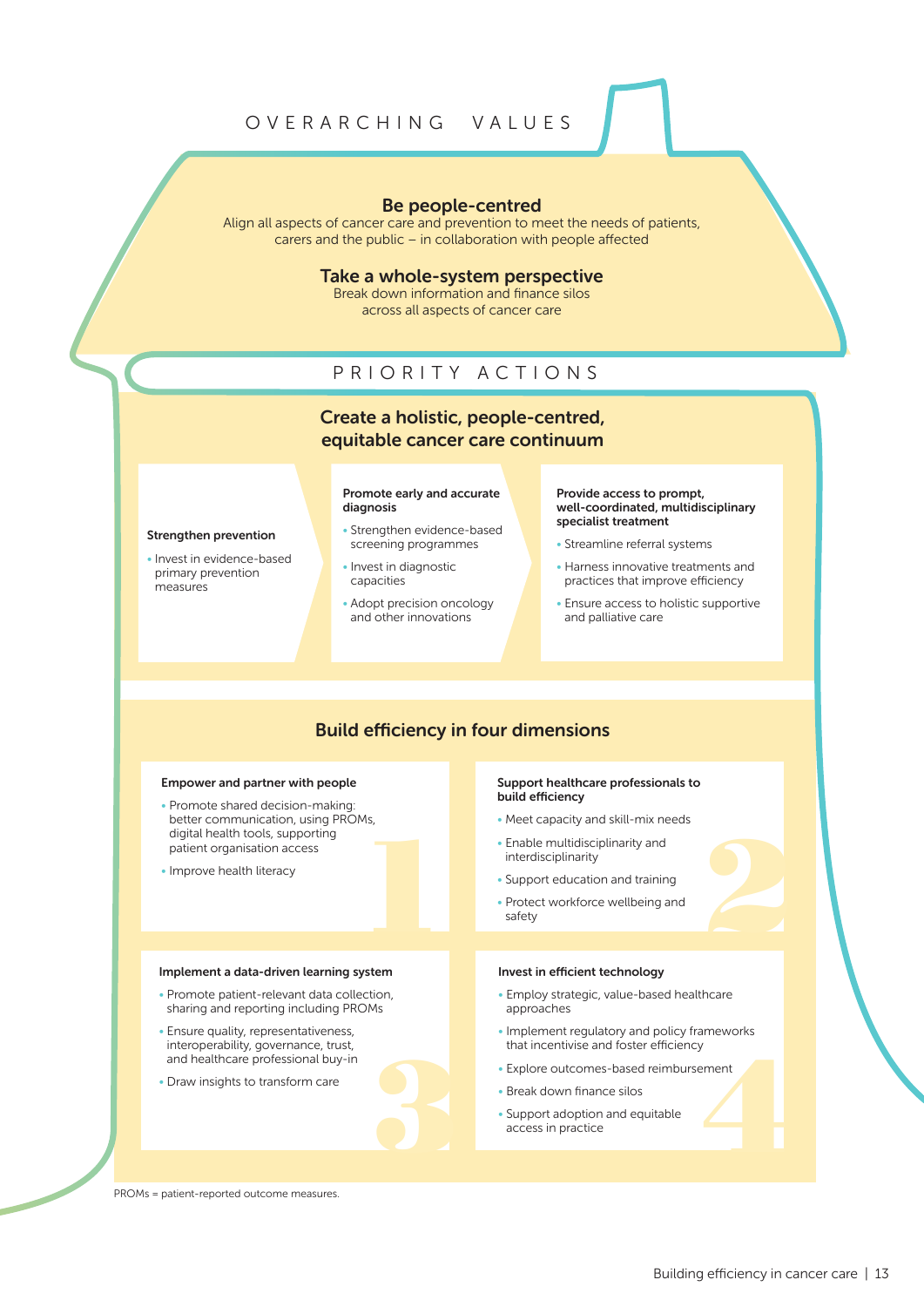## OVERARCHING VALUES

### Be people-centred

Align all aspects of cancer care and prevention to meet the needs of patients, carers and the public – in collaboration with people affected

### Take a whole-system perspective

Break down information and finance silos across all aspects of cancer care

## PRIORITY ACTIONS

### Create a holistic, people-centred, equitable cancer care continuum

**Strengthen prevention**

- Invest in evidence-based primary prevention measures

**Promote early and accurate diagnosis**

- Strengthen evidence-based screening programmes
- Invest in diagnostic capacities
- Adopt precision oncology and other innovations

**Provide access to prompt, well-coordinated, multidisciplinary specialist treatment**

- Streamline referral systems
- Harness innovative treatments and practices that improve efficiency
- Ensure access to holistic supportive and palliative care

### Build efficiency in four dimensions

**1. Empower and partner with people**

- Promote shared decision-making: better communication, using PROMs, digital health tools, supporting patient organisation access
- Improve health literacy

**2. Support healthcare professionals to build efficiency**

- Meet capacity and skill-mix needs
- Enable multidisciplinarity and interdisciplinarity
- Support education and training
- Protect workforce wellbeing and safety

**3. Implement a data-driven learning system**

- Promote patient-relevant data collection, sharing and reporting including PROMs
- Ensure quality, representativeness, interoperability, governance, trust, and healthcare professional buy-in
- Draw insights to transform care

**4. Invest in efficient technology**

- Employ strategic, value-based healthcare approaches
- Implement regulatory and policy frameworks that incentivise and foster efficiency
- Explore outcomes-based reimbursement
- Break down finance silos
- Support adoption and equitable access in practice

PROMs = patient-reported outcome measures.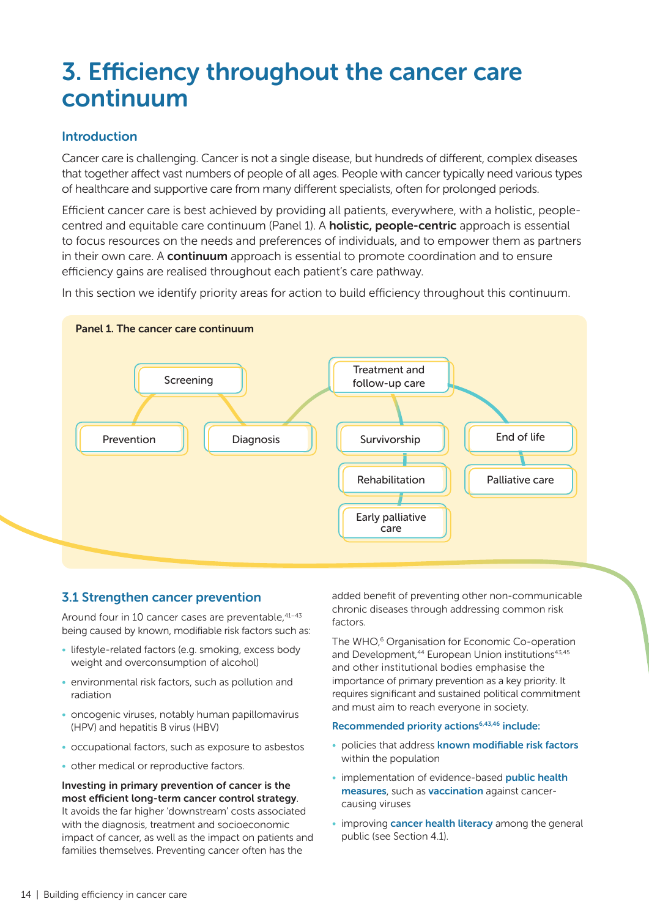# 3. Efficiency throughout the cancer care continuum

## Introduction

Cancer care is challenging. Cancer is not a single disease, but hundreds of different, complex diseases that together affect vast numbers of people of all ages. People with cancer typically need various types of healthcare and supportive care from many different specialists, often for prolonged periods.

Efficient cancer care is best achieved by providing all patients, everywhere, with a holistic, people-centred and equitable care continuum (Panel 1). A **holistic, people-centric** approach is essential to focus resources on the needs and preferences of individuals, and to empower them as partners in their own care. A **continuum** approach is essential to promote coordination and to ensure efficiency gains are realised throughout each patient's care pathway.

In this section we identify priority areas for action to build efficiency throughout this continuum.

**Panel 1. The cancer care continuum**

- Prevention
- Screening
- Diagnosis
- Treatment and follow-up care
  - Survivorship
    - Rehabilitation
    - Early palliative care
  - End of life
    - Palliative care

## 3.1 Strengthen cancer prevention

Around four in 10 cancer cases are preventable,[41–43] being caused by known, modifiable risk factors such as:

- lifestyle-related factors (e.g. smoking, excess body weight and overconsumption of alcohol)
- environmental risk factors, such as pollution and radiation
- oncogenic viruses, notably human papillomavirus (HPV) and hepatitis B virus (HBV)
- occupational factors, such as exposure to asbestos
- other medical or reproductive factors.

**Investing in primary prevention of cancer is the most efficient long-term cancer control strategy**. It avoids the far higher 'downstream' costs associated with the diagnosis, treatment and socioeconomic impact of cancer, as well as the impact on patients and families themselves. Preventing cancer often has the added benefit of preventing other non-communicable chronic diseases through addressing common risk factors.

The WHO,[6] Organisation for Economic Co-operation and Development,[44] European Union institutions[43,45] and other institutional bodies emphasise the importance of primary prevention as a key priority. It requires significant and sustained political commitment and must aim to reach everyone in society.

**Recommended priority actions[6,43,46] include:**

- policies that address **known modifiable risk factors** within the population
- implementation of evidence-based **public health measures**, such as **vaccination** against cancer-causing viruses
- improving **cancer health literacy** among the general public (see Section 4.1).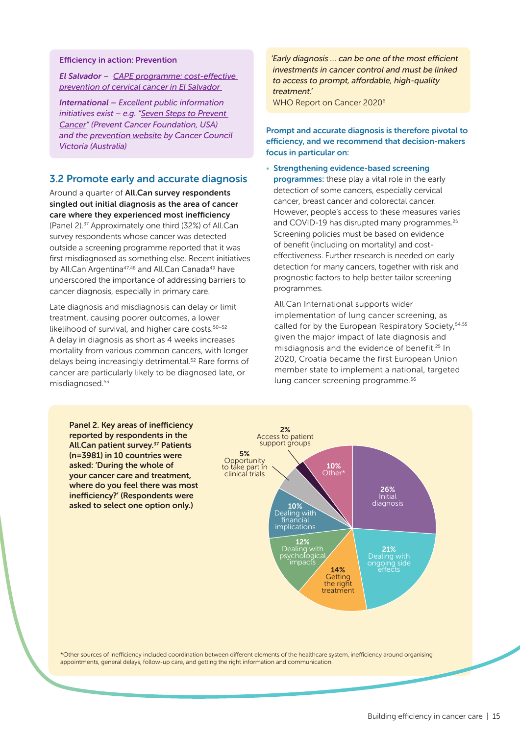**Efficiency in action: Prevention**

***El Salvador*** *– CAPE programme: cost-effective prevention of cervical cancer in El Salvador*

***International*** *– Excellent public information initiatives exist – e.g. "Seven Steps to Prevent Cancer" (Prevent Cancer Foundation, USA) and the prevention website by Cancer Council Victoria (Australia)*

## 3.2 Promote early and accurate diagnosis

Around a quarter of **All.Can survey respondents singled out initial diagnosis as the area of cancer care where they experienced most inefficiency** (Panel 2).[37] Approximately one third (32%) of All.Can survey respondents whose cancer was detected outside a screening programme reported that it was first misdiagnosed as something else. Recent initiatives by All.Can Argentina[47,48] and All.Can Canada[49] have underscored the importance of addressing barriers to cancer diagnosis, especially in primary care.

Late diagnosis and misdiagnosis can delay or limit treatment, causing poorer outcomes, a lower likelihood of survival, and higher care costs.[50–52] A delay in diagnosis as short as 4 weeks increases mortality from various common cancers, with longer delays being increasingly detrimental.[52] Rare forms of cancer are particularly likely to be diagnosed late, or misdiagnosed.[53]

*'Early diagnosis … can be one of the most efficient investments in cancer control and must be linked to access to prompt, affordable, high-quality treatment.'*
WHO Report on Cancer 2020[6]

**Prompt and accurate diagnosis is therefore pivotal to efficiency, and we recommend that decision-makers focus in particular on:**

- **Strengthening evidence-based screening programmes:** these play a vital role in the early detection of some cancers, especially cervical cancer, breast cancer and colorectal cancer. However, people's access to these measures varies and COVID-19 has disrupted many programmes.[25] Screening policies must be based on evidence of benefit (including on mortality) and cost-effectiveness. Further research is needed on early detection for many cancers, together with risk and prognostic factors to help better tailor screening programmes.

  All.Can International supports wider implementation of lung cancer screening, as called for by the European Respiratory Society,[54,55] given the major impact of late diagnosis and misdiagnosis and the evidence of benefit.[25] In 2020, Croatia became the first European Union member state to implement a national, targeted lung cancer screening programme.[56]

**Panel 2. Key areas of inefficiency reported by respondents in the All.Can patient survey.[37] Patients (n=3981) in 10 countries were asked: 'During the whole of your cancer care and treatment, where do you feel there was most inefficiency?' (Respondents were asked to select one option only.)**

| Area | % |
|---|---|
| Initial diagnosis | 26% |
| Dealing with ongoing side effects | 21% |
| Getting the right treatment | 14% |
| Dealing with psychological impacts | 12% |
| Dealing with financial implications | 10% |
| Opportunity to take part in clinical trials | 5% |
| Access to patient support groups | 2% |
| Other* | 10% |

*Other sources of inefficiency included coordination between different elements of the healthcare system, inefficiency around organising appointments, general delays, follow-up care, and getting the right information and communication.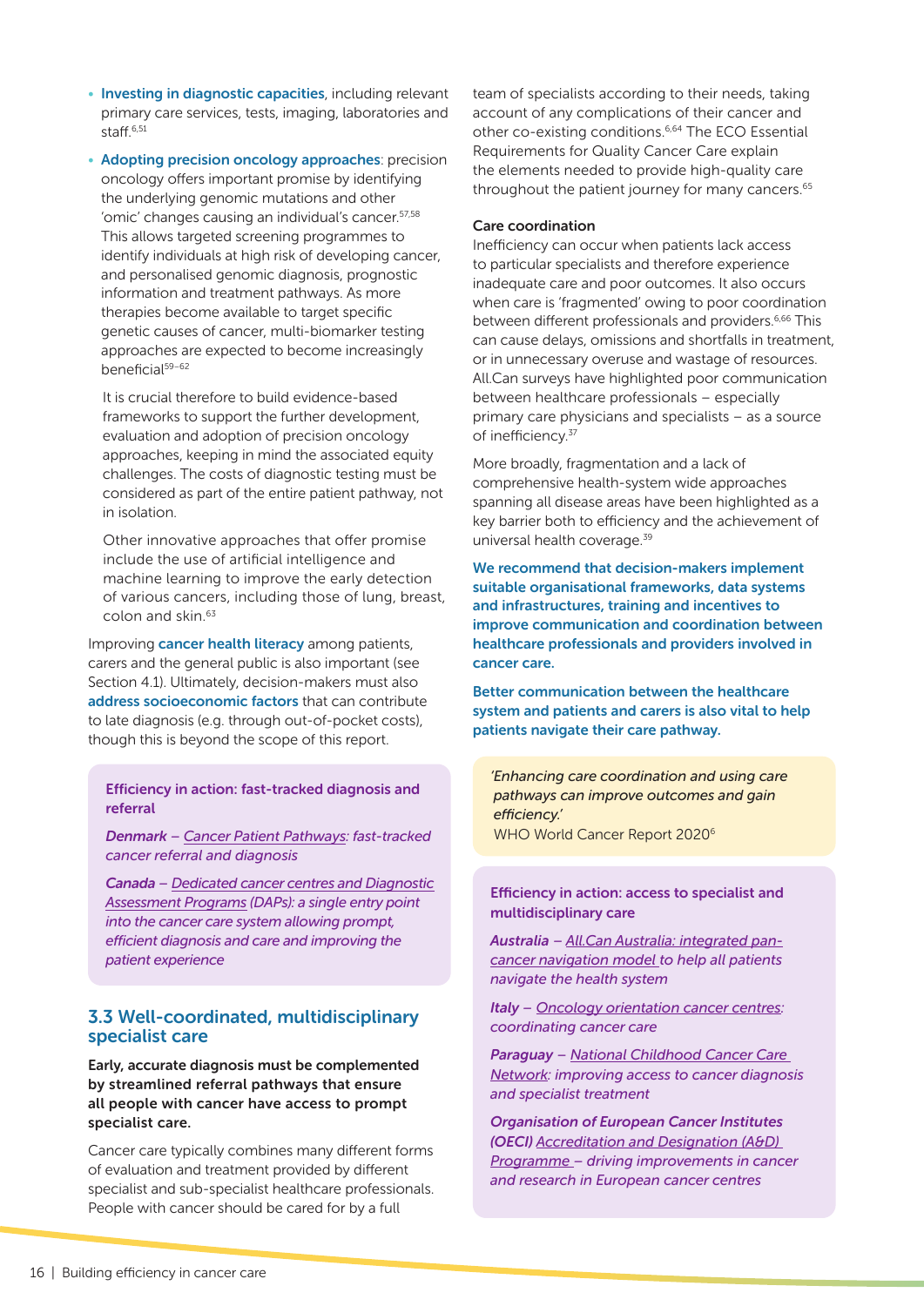- **Investing in diagnostic capacities**, including relevant primary care services, tests, imaging, laboratories and staff.[6,51]
- **Adopting precision oncology approaches**: precision oncology offers important promise by identifying the underlying genomic mutations and other 'omic' changes causing an individual's cancer.[57,58] This allows targeted screening programmes to identify individuals at high risk of developing cancer, and personalised genomic diagnosis, prognostic information and treatment pathways. As more therapies become available to target specific genetic causes of cancer, multi-biomarker testing approaches are expected to become increasingly beneficial[59–62]

  It is crucial therefore to build evidence-based frameworks to support the further development, evaluation and adoption of precision oncology approaches, keeping in mind the associated equity challenges. The costs of diagnostic testing must be considered as part of the entire patient pathway, not in isolation.

  Other innovative approaches that offer promise include the use of artificial intelligence and machine learning to improve the early detection of various cancers, including those of lung, breast, colon and skin.[63]

Improving **cancer health literacy** among patients, carers and the general public is also important (see Section 4.1). Ultimately, decision-makers must also **address socioeconomic factors** that can contribute to late diagnosis (e.g. through out-of-pocket costs), though this is beyond the scope of this report.

> **Efficiency in action: fast-tracked diagnosis and referral**
>
> ***Denmark*** *– Cancer Patient Pathways: fast-tracked cancer referral and diagnosis*
>
> ***Canada*** *– Dedicated cancer centres and Diagnostic Assessment Programs (DAPs): a single entry point into the cancer care system allowing prompt, efficient diagnosis and care and improving the patient experience*

## 3.3 Well-coordinated, multidisciplinary specialist care

**Early, accurate diagnosis must be complemented by streamlined referral pathways that ensure all people with cancer have access to prompt specialist care.**

Cancer care typically combines many different forms of evaluation and treatment provided by different specialist and sub-specialist healthcare professionals. People with cancer should be cared for by a full team of specialists according to their needs, taking account of any complications of their cancer and other co-existing conditions.[6,64] The ECO Essential Requirements for Quality Cancer Care explain the elements needed to provide high-quality care throughout the patient journey for many cancers.[65]

### Care coordination

Inefficiency can occur when patients lack access to particular specialists and therefore experience inadequate care and poor outcomes. It also occurs when care is 'fragmented' owing to poor coordination between different professionals and providers.[6,66] This can cause delays, omissions and shortfalls in treatment, or in unnecessary overuse and wastage of resources. All.Can surveys have highlighted poor communication between healthcare professionals – especially primary care physicians and specialists – as a source of inefficiency.[37]

More broadly, fragmentation and a lack of comprehensive health-system wide approaches spanning all disease areas have been highlighted as a key barrier both to efficiency and the achievement of universal health coverage.[39]

**We recommend that decision-makers implement suitable organisational frameworks, data systems and infrastructures, training and incentives to improve communication and coordination between healthcare professionals and providers involved in cancer care.**

**Better communication between the healthcare system and patients and carers is also vital to help patients navigate their care pathway.**

> *'Enhancing care coordination and using care pathways can improve outcomes and gain efficiency.'*
> WHO World Cancer Report 2020[6]

> **Efficiency in action: access to specialist and multidisciplinary care**
>
> ***Australia*** *– All.Can Australia: integrated pan-cancer navigation model to help all patients navigate the health system*
>
> ***Italy*** *– Oncology orientation cancer centres: coordinating cancer care*
>
> ***Paraguay*** *– National Childhood Cancer Care Network: improving access to cancer diagnosis and specialist treatment*
>
> ***Organisation of European Cancer Institutes (OECI)*** *Accreditation and Designation (A&D) Programme – driving improvements in cancer and research in European cancer centres*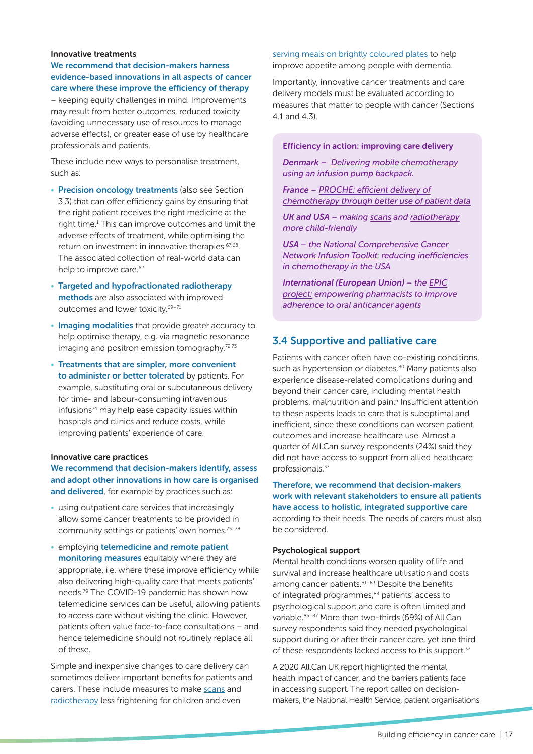#### Innovative treatments

**We recommend that decision-makers harness evidence-based innovations in all aspects of cancer care where these improve the efficiency of therapy** – keeping equity challenges in mind. Improvements may result from better outcomes, reduced toxicity (avoiding unnecessary use of resources to manage adverse effects), or greater ease of use by healthcare professionals and patients.

These include new ways to personalise treatment, such as:

- **Precision oncology treatments** (also see Section 3.3) that can offer efficiency gains by ensuring that the right patient receives the right medicine at the right time.[1] This can improve outcomes and limit the adverse effects of treatment, while optimising the return on investment in innovative therapies.[67,68]. The associated collection of real-world data can help to improve care.[62]
- **Targeted and hypofractionated radiotherapy methods** are also associated with improved outcomes and lower toxicity.[69–71]
- **Imaging modalities** that provide greater accuracy to help optimise therapy, e.g. via magnetic resonance imaging and positron emission tomography.[72,73]
- **Treatments that are simpler, more convenient to administer or better tolerated** by patients. For example, substituting oral or subcutaneous delivery for time- and labour-consuming intravenous infusions[74] may help ease capacity issues within hospitals and clinics and reduce costs, while improving patients' experience of care.

#### Innovative care practices

**We recommend that decision-makers identify, assess and adopt other innovations in how care is organised and delivered**, for example by practices such as:

- using outpatient care services that increasingly allow some cancer treatments to be provided in community settings or patients' own homes.[75–78]
- employing **telemedicine and remote patient monitoring measures** equitably where they are appropriate, i.e. where these improve efficiency while also delivering high-quality care that meets patients' needs.[79] The COVID-19 pandemic has shown how telemedicine services can be useful, allowing patients to access care without visiting the clinic. However, patients often value face-to-face consultations – and hence telemedicine should not routinely replace all of these.

Simple and inexpensive changes to care delivery can sometimes deliver important benefits for patients and carers. These include measures to make scans and radiotherapy less frightening for children and even serving meals on brightly coloured plates to help improve appetite among people with dementia.

Importantly, innovative cancer treatments and care delivery models must be evaluated according to measures that matter to people with cancer (Sections 4.1 and 4.3).

> **Efficiency in action: improving care delivery**
>
> ***Denmark*** *– Delivering mobile chemotherapy using an infusion pump backpack.*
>
> ***France*** *– PROCHE: efficient delivery of chemotherapy through better use of patient data*
>
> ***UK and USA*** *– making scans and radiotherapy more child-friendly*
>
> ***USA*** *– the National Comprehensive Cancer Network Infusion Toolkit: reducing inefficiencies in chemotherapy in the USA*
>
> ***International (European Union)*** *– the EPIC project: empowering pharmacists to improve adherence to oral anticancer agents*

## 3.4 Supportive and palliative care

Patients with cancer often have co-existing conditions, such as hypertension or diabetes.[80] Many patients also experience disease-related complications during and beyond their cancer care, including mental health problems, malnutrition and pain.[6] Insufficient attention to these aspects leads to care that is suboptimal and inefficient, since these conditions can worsen patient outcomes and increase healthcare use. Almost a quarter of All.Can survey respondents (24%) said they did not have access to support from allied healthcare professionals.[37]

**Therefore, we recommend that decision-makers work with relevant stakeholders to ensure all patients have access to holistic, integrated supportive care** according to their needs. The needs of carers must also be considered.

#### Psychological support

Mental health conditions worsen quality of life and survival and increase healthcare utilisation and costs among cancer patients.[81–83] Despite the benefits of integrated programmes,[84] patients' access to psychological support and care is often limited and variable.[85–87] More than two-thirds (69%) of All.Can survey respondents said they needed psychological support during or after their cancer care, yet one third of these respondents lacked access to this support.[37]

A 2020 All.Can UK report highlighted the mental health impact of cancer, and the barriers patients face in accessing support. The report called on decision-makers, the National Health Service, patient organisations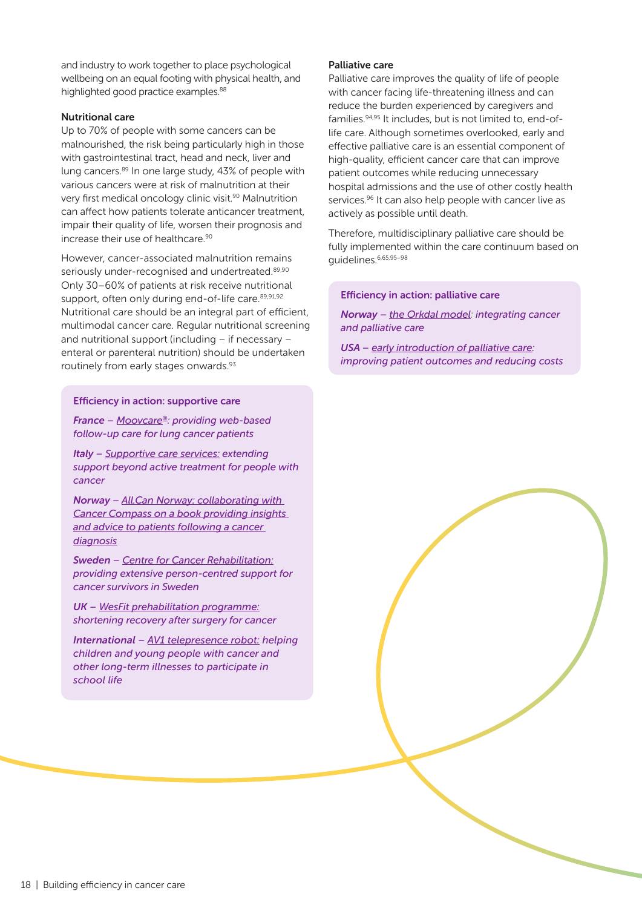and industry to work together to place psychological wellbeing on an equal footing with physical health, and highlighted good practice examples.[88]

### Nutritional care

Up to 70% of people with some cancers can be malnourished, the risk being particularly high in those with gastrointestinal tract, head and neck, liver and lung cancers.[89] In one large study, 43% of people with various cancers were at risk of malnutrition at their very first medical oncology clinic visit.[90] Malnutrition can affect how patients tolerate anticancer treatment, impair their quality of life, worsen their prognosis and increase their use of healthcare.[90]

However, cancer-associated malnutrition remains seriously under-recognised and undertreated.[89,90] Only 30–60% of patients at risk receive nutritional support, often only during end-of-life care.[89,91,92] Nutritional care should be an integral part of efficient, multimodal cancer care. Regular nutritional screening and nutritional support (including – if necessary – enteral or parenteral nutrition) should be undertaken routinely from early stages onwards.[93]

> **Efficiency in action: supportive care**
>
> ***France*** *– Moovcare®: providing web-based follow-up care for lung cancer patients*
>
> ***Italy*** *– Supportive care services: extending support beyond active treatment for people with cancer*
>
> ***Norway*** *– All.Can Norway: collaborating with Cancer Compass on a book providing insights and advice to patients following a cancer diagnosis*
>
> ***Sweden*** *– Centre for Cancer Rehabilitation: providing extensive person-centred support for cancer survivors in Sweden*
>
> ***UK*** *– WesFit prehabilitation programme: shortening recovery after surgery for cancer*
>
> ***International*** *– AV1 telepresence robot: helping children and young people with cancer and other long-term illnesses to participate in school life*

### Palliative care

Palliative care improves the quality of life of people with cancer facing life-threatening illness and can reduce the burden experienced by caregivers and families.[94,95] It includes, but is not limited to, end-of-life care. Although sometimes overlooked, early and effective palliative care is an essential component of high-quality, efficient cancer care that can improve patient outcomes while reducing unnecessary hospital admissions and the use of other costly health services.[96] It can also help people with cancer live as actively as possible until death.

Therefore, multidisciplinary palliative care should be fully implemented within the care continuum based on guidelines.[6,65,95–98]

> **Efficiency in action: palliative care**
>
> ***Norway*** *– the Orkdal model: integrating cancer and palliative care*
>
> ***USA*** *– early introduction of palliative care: improving patient outcomes and reducing costs*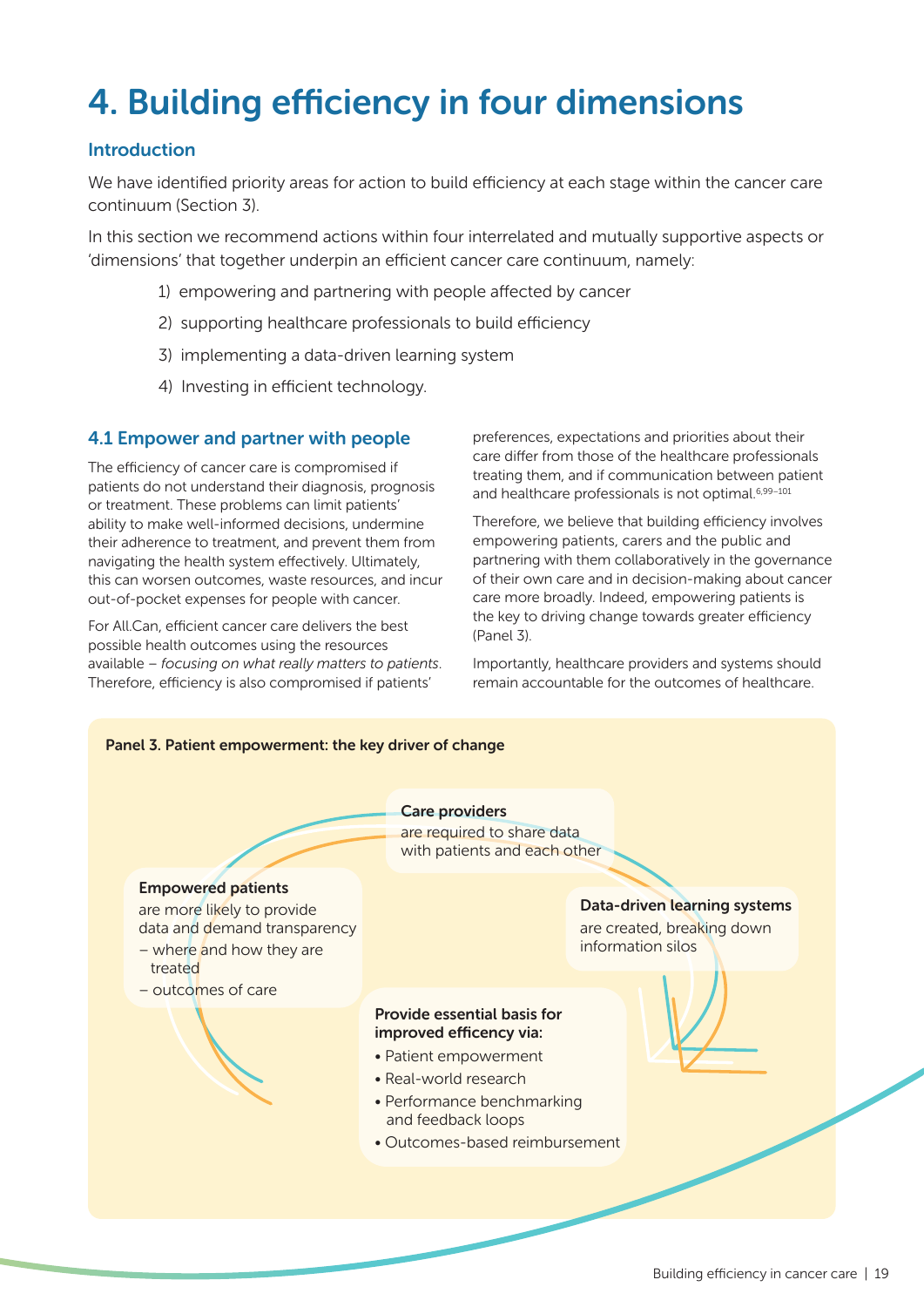# 4. Building efficiency in four dimensions

### Introduction

We have identified priority areas for action to build efficiency at each stage within the cancer care continuum (Section 3).

In this section we recommend actions within four interrelated and mutually supportive aspects or 'dimensions' that together underpin an efficient cancer care continuum, namely:

1) empowering and partnering with people affected by cancer
2) supporting healthcare professionals to build efficiency
3) implementing a data-driven learning system
4) Investing in efficient technology.

## 4.1 Empower and partner with people

The efficiency of cancer care is compromised if patients do not understand their diagnosis, prognosis or treatment. These problems can limit patients' ability to make well-informed decisions, undermine their adherence to treatment, and prevent them from navigating the health system effectively. Ultimately, this can worsen outcomes, waste resources, and incur out-of-pocket expenses for people with cancer.

For All.Can, efficient cancer care delivers the best possible health outcomes using the resources available – *focusing on what really matters to patients*. Therefore, efficiency is also compromised if patients' preferences, expectations and priorities about their care differ from those of the healthcare professionals treating them, and if communication between patient and healthcare professionals is not optimal.[6,99–101]

Therefore, we believe that building efficiency involves empowering patients, carers and the public and partnering with them collaboratively in the governance of their own care and in decision-making about cancer care more broadly. Indeed, empowering patients is the key to driving change towards greater efficiency (Panel 3).

Importantly, healthcare providers and systems should remain accountable for the outcomes of healthcare.

**Panel 3. Patient empowerment: the key driver of change**

**Empowered patients**
are more likely to provide data and demand transparency
– where and how they are treated
– outcomes of care

**Care providers**
are required to share data with patients and each other

**Data-driven learning systems**
are created, breaking down information silos

**Provide essential basis for improved efficency via:**
- Patient empowerment
- Real-world research
- Performance benchmarking and feedback loops
- Outcomes-based reimbursement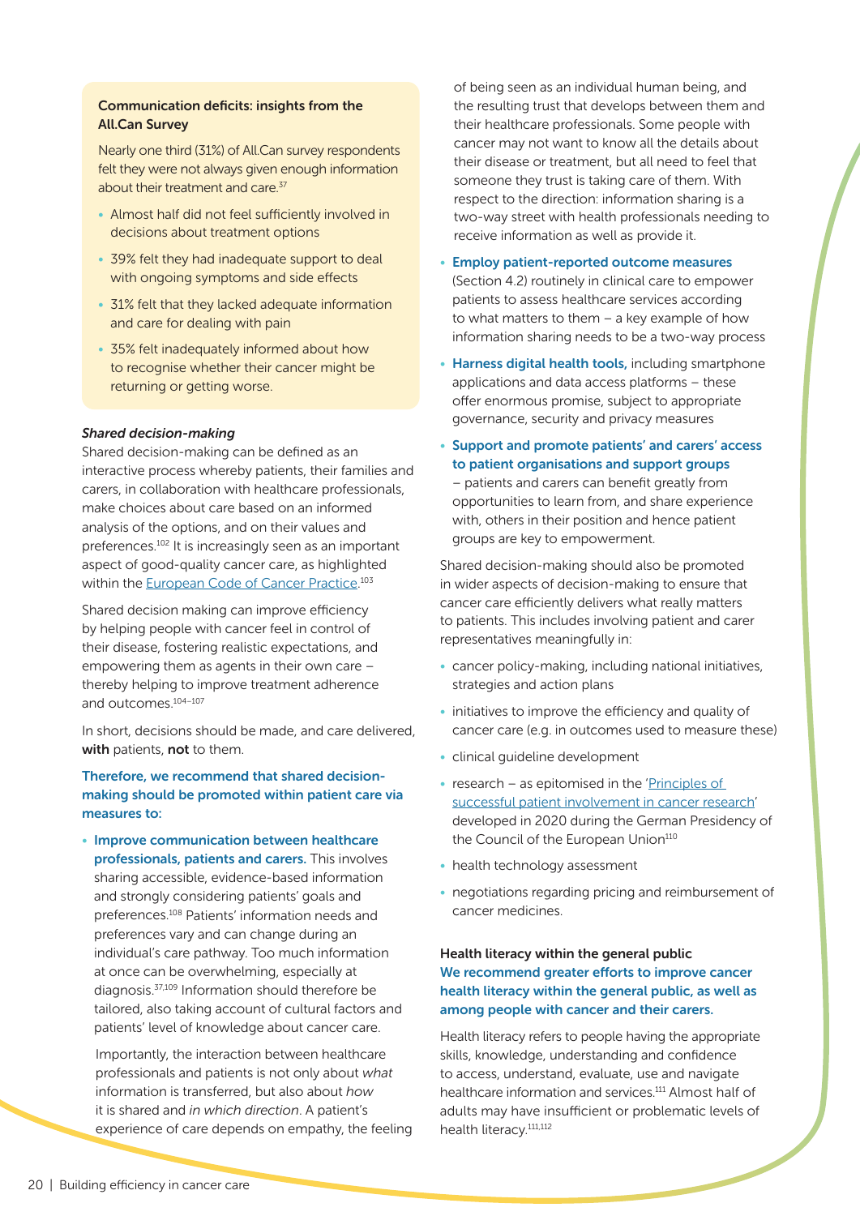**Communication deficits: insights from the All.Can Survey**

Nearly one third (31%) of All.Can survey respondents felt they were not always given enough information about their treatment and care.[37]

- Almost half did not feel sufficiently involved in decisions about treatment options
- 39% felt they had inadequate support to deal with ongoing symptoms and side effects
- 31% felt that they lacked adequate information and care for dealing with pain
- 35% felt inadequately informed about how to recognise whether their cancer might be returning or getting worse.

### *Shared decision-making*

Shared decision-making can be defined as an interactive process whereby patients, their families and carers, in collaboration with healthcare professionals, make choices about care based on an informed analysis of the options, and on their values and preferences.[102] It is increasingly seen as an important aspect of good-quality cancer care, as highlighted within the European Code of Cancer Practice.[103]

Shared decision making can improve efficiency by helping people with cancer feel in control of their disease, fostering realistic expectations, and empowering them as agents in their own care – thereby helping to improve treatment adherence and outcomes.[104–107]

In short, decisions should be made, and care delivered, **with** patients, **not** to them.

**Therefore, we recommend that shared decision-making should be promoted within patient care via measures to:**

- **Improve communication between healthcare professionals, patients and carers.** This involves sharing accessible, evidence-based information and strongly considering patients' goals and preferences.[108] Patients' information needs and preferences vary and can change during an individual's care pathway. Too much information at once can be overwhelming, especially at diagnosis.[37,109] Information should therefore be tailored, also taking account of cultural factors and patients' level of knowledge about cancer care.

  Importantly, the interaction between healthcare professionals and patients is not only about *what* information is transferred, but also about *how* it is shared and *in which direction*. A patient's experience of care depends on empathy, the feeling of being seen as an individual human being, and the resulting trust that develops between them and their healthcare professionals. Some people with cancer may not want to know all the details about their disease or treatment, but all need to feel that someone they trust is taking care of them. With respect to the direction: information sharing is a two-way street with health professionals needing to receive information as well as provide it.

- **Employ patient-reported outcome measures** (Section 4.2) routinely in clinical care to empower patients to assess healthcare services according to what matters to them – a key example of how information sharing needs to be a two-way process
- **Harness digital health tools,** including smartphone applications and data access platforms – these offer enormous promise, subject to appropriate governance, security and privacy measures
- **Support and promote patients' and carers' access to patient organisations and support groups** – patients and carers can benefit greatly from opportunities to learn from, and share experience with, others in their position and hence patient groups are key to empowerment.

Shared decision-making should also be promoted in wider aspects of decision-making to ensure that cancer care efficiently delivers what really matters to patients. This includes involving patient and carer representatives meaningfully in:

- cancer policy-making, including national initiatives, strategies and action plans
- initiatives to improve the efficiency and quality of cancer care (e.g. in outcomes used to measure these)
- clinical guideline development
- research – as epitomised in the 'Principles of successful patient involvement in cancer research' developed in 2020 during the German Presidency of the Council of the European Union[110]
- health technology assessment
- negotiations regarding pricing and reimbursement of cancer medicines.

### Health literacy within the general public

**We recommend greater efforts to improve cancer health literacy within the general public, as well as among people with cancer and their carers.**

Health literacy refers to people having the appropriate skills, knowledge, understanding and confidence to access, understand, evaluate, use and navigate healthcare information and services.[111] Almost half of adults may have insufficient or problematic levels of health literacy.[111,112]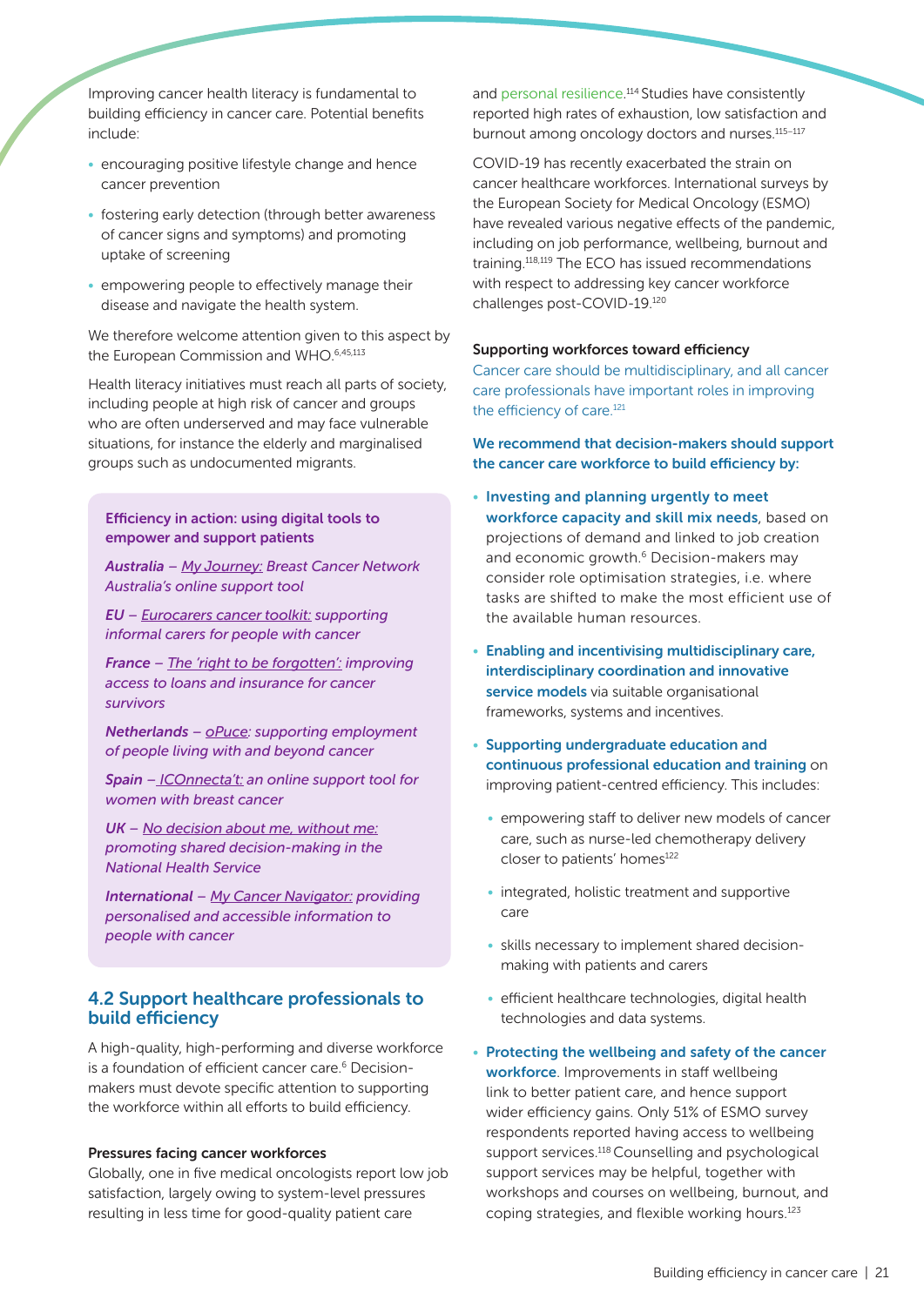Improving cancer health literacy is fundamental to building efficiency in cancer care. Potential benefits include:

- encouraging positive lifestyle change and hence cancer prevention
- fostering early detection (through better awareness of cancer signs and symptoms) and promoting uptake of screening
- empowering people to effectively manage their disease and navigate the health system.

We therefore welcome attention given to this aspect by the European Commission and WHO.[6,45,113]

Health literacy initiatives must reach all parts of society, including people at high risk of cancer and groups who are often underserved and may face vulnerable situations, for instance the elderly and marginalised groups such as undocumented migrants.

**Efficiency in action: using digital tools to empower and support patients**

***Australia*** *– My Journey: Breast Cancer Network Australia's online support tool*

***EU*** *– Eurocarers cancer toolkit: supporting informal carers for people with cancer*

***France*** *– The 'right to be forgotten': improving access to loans and insurance for cancer survivors*

***Netherlands*** *– oPuce: supporting employment of people living with and beyond cancer*

***Spain*** *– ICOnnecta't: an online support tool for women with breast cancer*

***UK*** *– No decision about me, without me: promoting shared decision-making in the National Health Service*

***International*** *– My Cancer Navigator: providing personalised and accessible information to people with cancer*

## 4.2 Support healthcare professionals to build efficiency

A high-quality, high-performing and diverse workforce is a foundation of efficient cancer care.[6] Decision-makers must devote specific attention to supporting the workforce within all efforts to build efficiency.

### Pressures facing cancer workforces

Globally, one in five medical oncologists report low job satisfaction, largely owing to system-level pressures resulting in less time for good-quality patient care and personal resilience.[114] Studies have consistently reported high rates of exhaustion, low satisfaction and burnout among oncology doctors and nurses.[115–117]

COVID-19 has recently exacerbated the strain on cancer healthcare workforces. International surveys by the European Society for Medical Oncology (ESMO) have revealed various negative effects of the pandemic, including on job performance, wellbeing, burnout and training.[118,119] The ECO has issued recommendations with respect to addressing key cancer workforce challenges post-COVID-19.[120]

### Supporting workforces toward efficiency

Cancer care should be multidisciplinary, and all cancer care professionals have important roles in improving the efficiency of care.[121]

**We recommend that decision-makers should support the cancer care workforce to build efficiency by:**

- **Investing and planning urgently to meet workforce capacity and skill mix needs**, based on projections of demand and linked to job creation and economic growth.[6] Decision-makers may consider role optimisation strategies, i.e. where tasks are shifted to make the most efficient use of the available human resources.
- **Enabling and incentivising multidisciplinary care, interdisciplinary coordination and innovative service models** via suitable organisational frameworks, systems and incentives.
- **Supporting undergraduate education and continuous professional education and training** on improving patient-centred efficiency. This includes:
  - empowering staff to deliver new models of cancer care, such as nurse-led chemotherapy delivery closer to patients' homes[122]
  - integrated, holistic treatment and supportive care
  - skills necessary to implement shared decision-making with patients and carers
  - efficient healthcare technologies, digital health technologies and data systems.
- **Protecting the wellbeing and safety of the cancer workforce**. Improvements in staff wellbeing link to better patient care, and hence support wider efficiency gains. Only 51% of ESMO survey respondents reported having access to wellbeing support services.[118] Counselling and psychological support services may be helpful, together with workshops and courses on wellbeing, burnout, and coping strategies, and flexible working hours.[123]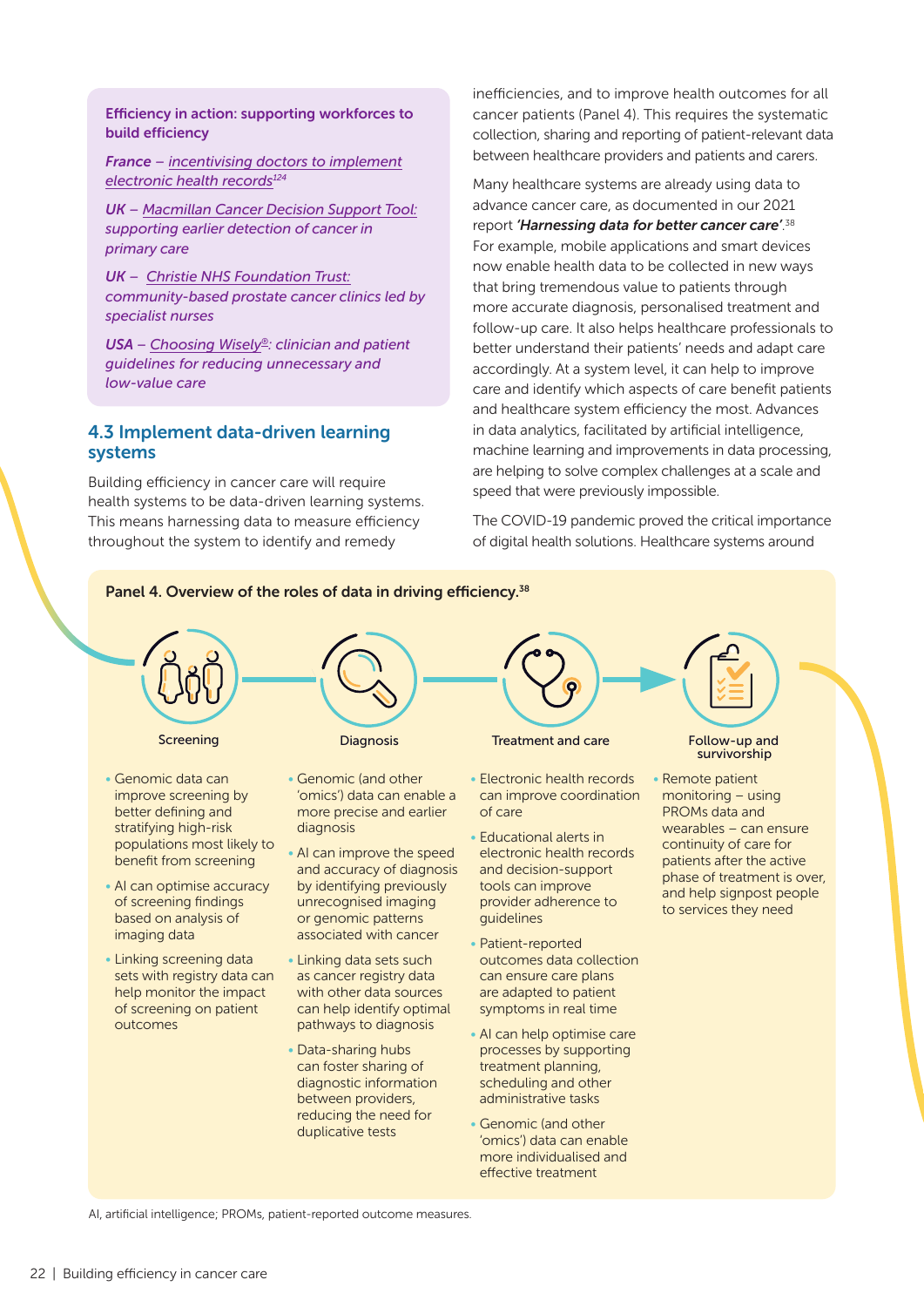**Efficiency in action: supporting workforces to build efficiency**

***France*** *– incentivising doctors to implement electronic health records*[124]

***UK*** *– Macmillan Cancer Decision Support Tool: supporting earlier detection of cancer in primary care*

***UK*** *– Christie NHS Foundation Trust: community-based prostate cancer clinics led by specialist nurses*

***USA*** *– Choosing Wisely®: clinician and patient guidelines for reducing unnecessary and low-value care*

## 4.3 Implement data-driven learning systems

Building efficiency in cancer care will require health systems to be data-driven learning systems. This means harnessing data to measure efficiency throughout the system to identify and remedy inefficiencies, and to improve health outcomes for all cancer patients (Panel 4). This requires the systematic collection, sharing and reporting of patient-relevant data between healthcare providers and patients and carers.

Many healthcare systems are already using data to advance cancer care, as documented in our 2021 report ***'Harnessing data for better cancer care'***.[38] For example, mobile applications and smart devices now enable health data to be collected in new ways that bring tremendous value to patients through more accurate diagnosis, personalised treatment and follow-up care. It also helps healthcare professionals to better understand their patients' needs and adapt care accordingly. At a system level, it can help to improve care and identify which aspects of care benefit patients and healthcare system efficiency the most. Advances in data analytics, facilitated by artificial intelligence, machine learning and improvements in data processing, are helping to solve complex challenges at a scale and speed that were previously impossible.

The COVID-19 pandemic proved the critical importance of digital health solutions. Healthcare systems around

**Panel 4. Overview of the roles of data in driving efficiency.**[38]

**Screening**

- Genomic data can improve screening by better defining and stratifying high-risk populations most likely to benefit from screening
- AI can optimise accuracy of screening findings based on analysis of imaging data
- Linking screening data sets with registry data can help monitor the impact of screening on patient outcomes

**Diagnosis**

- Genomic (and other 'omics') data can enable a more precise and earlier diagnosis
- AI can improve the speed and accuracy of diagnosis by identifying previously unrecognised imaging or genomic patterns associated with cancer
- Linking data sets such as cancer registry data with other data sources can help identify optimal pathways to diagnosis
- Data-sharing hubs can foster sharing of diagnostic information between providers, reducing the need for duplicative tests

**Treatment and care**

- Electronic health records can improve coordination of care
- Educational alerts in electronic health records and decision-support tools can improve provider adherence to guidelines
- Patient-reported outcomes data collection can ensure care plans are adapted to patient symptoms in real time
- AI can help optimise care processes by supporting treatment planning, scheduling and other administrative tasks
- Genomic (and other 'omics') data can enable more individualised and effective treatment

**Follow-up and survivorship**

- Remote patient monitoring – using PROMs data and wearables – can ensure continuity of care for patients after the active phase of treatment is over, and help signpost people to services they need

AI, artificial intelligence; PROMs, patient-reported outcome measures.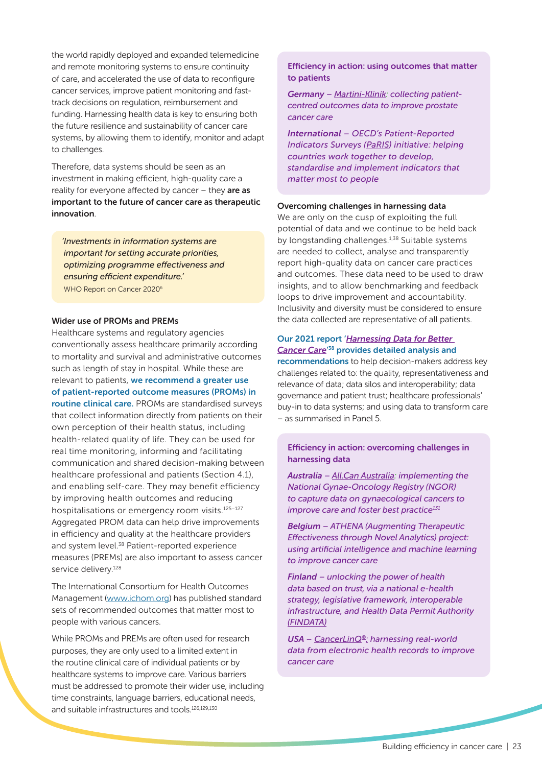the world rapidly deployed and expanded telemedicine and remote monitoring systems to ensure continuity of care, and accelerated the use of data to reconfigure cancer services, improve patient monitoring and fast-track decisions on regulation, reimbursement and funding. Harnessing health data is key to ensuring both the future resilience and sustainability of cancer care systems, by allowing them to identify, monitor and adapt to challenges.

Therefore, data systems should be seen as an investment in making efficient, high-quality care a reality for everyone affected by cancer – they **are as important to the future of cancer care as therapeutic innovation**.

> *'Investments in information systems are important for setting accurate priorities, optimizing programme effectiveness and ensuring efficient expenditure.'*
> WHO Report on Cancer 2020[6]

### Wider use of PROMs and PREMs

Healthcare systems and regulatory agencies conventionally assess healthcare primarily according to mortality and survival and administrative outcomes such as length of stay in hospital. While these are relevant to patients, **we recommend a greater use of patient-reported outcome measures (PROMs) in routine clinical care.** PROMs are standardised surveys that collect information directly from patients on their own perception of their health status, including health-related quality of life. They can be used for real time monitoring, informing and facilitating communication and shared decision-making between healthcare professional and patients (Section 4.1), and enabling self-care. They may benefit efficiency by improving health outcomes and reducing hospitalisations or emergency room visits.[125–127] Aggregated PROM data can help drive improvements in efficiency and quality at the healthcare providers and system level.[38] Patient-reported experience measures (PREMs) are also important to assess cancer service delivery.[128]

The International Consortium for Health Outcomes Management (www.ichom.org) has published standard sets of recommended outcomes that matter most to people with various cancers.

While PROMs and PREMs are often used for research purposes, they are only used to a limited extent in the routine clinical care of individual patients or by healthcare systems to improve care. Various barriers must be addressed to promote their wider use, including time constraints, language barriers, educational needs, and suitable infrastructures and tools.[126,129,130]

> **Efficiency in action: using outcomes that matter to patients**
>
> ***Germany*** *– Martini-Klinik: collecting patient-centred outcomes data to improve prostate cancer care*
>
> ***International*** *– OECD's Patient-Reported Indicators Surveys (PaRIS) initiative: helping countries work together to develop, standardise and implement indicators that matter most to people*

### Overcoming challenges in harnessing data

We are only on the cusp of exploiting the full potential of data and we continue to be held back by longstanding challenges.[1,38] Suitable systems are needed to collect, analyse and transparently report high-quality data on cancer care practices and outcomes. These data need to be used to draw insights, and to allow benchmarking and feedback loops to drive improvement and accountability. Inclusivity and diversity must be considered to ensure the data collected are representative of all patients.

**Our 2021 report '*Harnessing Data for Better Cancer Care*'[38] provides detailed analysis and recommendations** to help decision-makers address key challenges related to: the quality, representativeness and relevance of data; data silos and interoperability; data governance and patient trust; healthcare professionals' buy-in to data systems; and using data to transform care – as summarised in Panel 5.

> **Efficiency in action: overcoming challenges in harnessing data**
>
> ***Australia*** *– All.Can Australia: implementing the National Gynae-Oncology Registry (NGOR) to capture data on gynaecological cancers to improve care and foster best practice*[131]
>
> ***Belgium*** *– ATHENA (Augmenting Therapeutic Effectiveness through Novel Analytics) project: using artificial intelligence and machine learning to improve cancer care*
>
> ***Finland*** *– unlocking the power of health data based on trust, via a national e-health strategy, legislative framework, interoperable infrastructure, and Health Data Permit Authority (FINDATA)*
>
> ***USA*** *– CancerLinQ®: harnessing real-world data from electronic health records to improve cancer care*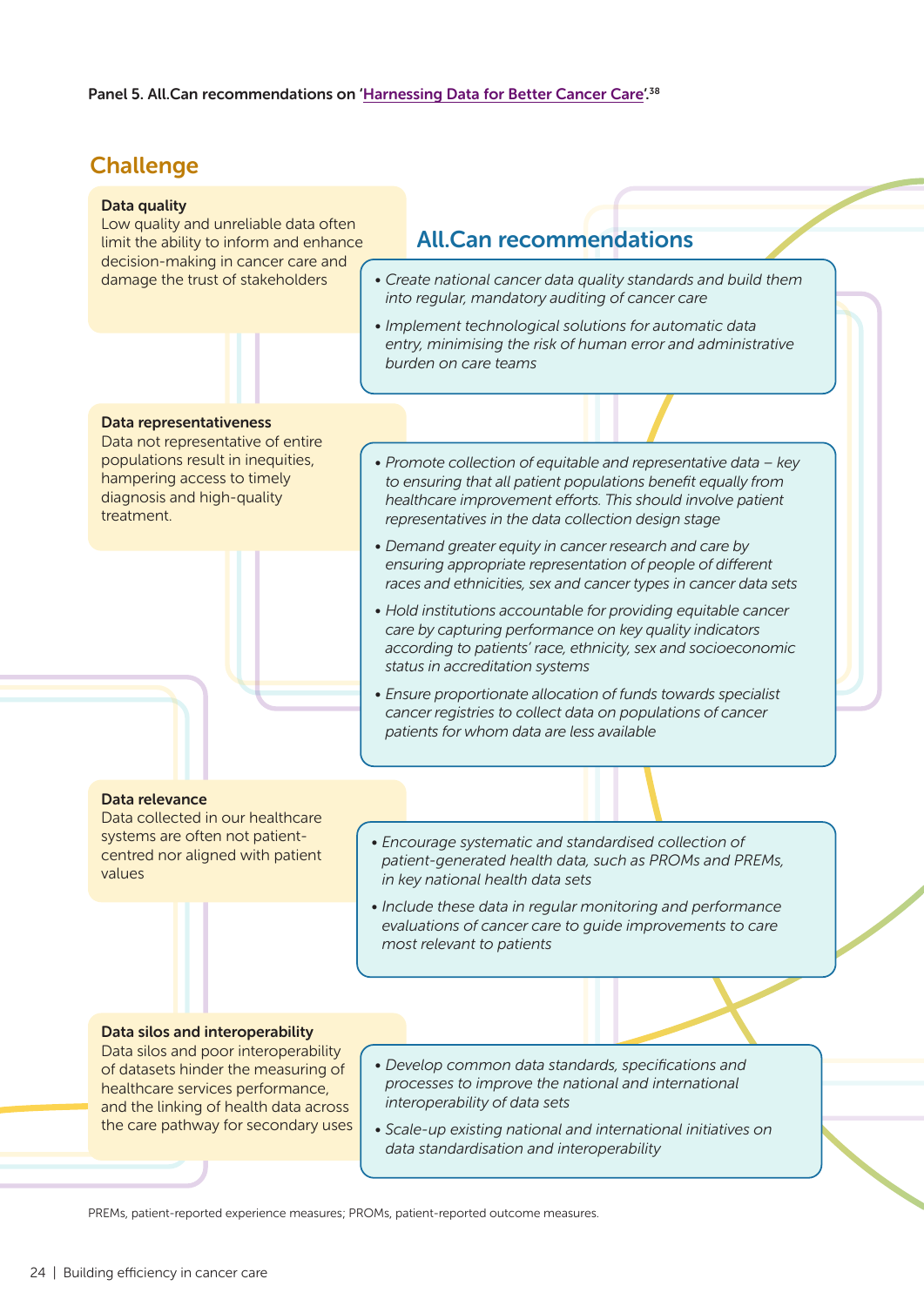**Panel 5. All.Can recommendations on 'Harnessing Data for Better Cancer Care'.[38]**

## Challenge

## All.Can recommendations

**Data quality**
Low quality and unreliable data often limit the ability to inform and enhance decision-making in cancer care and damage the trust of stakeholders

- *Create national cancer data quality standards and build them into regular, mandatory auditing of cancer care*
- *Implement technological solutions for automatic data entry, minimising the risk of human error and administrative burden on care teams*

**Data representativeness**
Data not representative of entire populations result in inequities, hampering access to timely diagnosis and high-quality treatment.

- *Promote collection of equitable and representative data – key to ensuring that all patient populations benefit equally from healthcare improvement efforts. This should involve patient representatives in the data collection design stage*
- *Demand greater equity in cancer research and care by ensuring appropriate representation of people of different races and ethnicities, sex and cancer types in cancer data sets*
- *Hold institutions accountable for providing equitable cancer care by capturing performance on key quality indicators according to patients' race, ethnicity, sex and socioeconomic status in accreditation systems*
- *Ensure proportionate allocation of funds towards specialist cancer registries to collect data on populations of cancer patients for whom data are less available*

**Data relevance**
Data collected in our healthcare systems are often not patient-centred nor aligned with patient values

- *Encourage systematic and standardised collection of patient-generated health data, such as PROMs and PREMs, in key national health data sets*
- *Include these data in regular monitoring and performance evaluations of cancer care to guide improvements to care most relevant to patients*

**Data silos and interoperability**
Data silos and poor interoperability of datasets hinder the measuring of healthcare services performance, and the linking of health data across the care pathway for secondary uses

- *Develop common data standards, specifications and processes to improve the national and international interoperability of data sets*
- *Scale-up existing national and international initiatives on data standardisation and interoperability*

PREMs, patient-reported experience measures; PROMs, patient-reported outcome measures.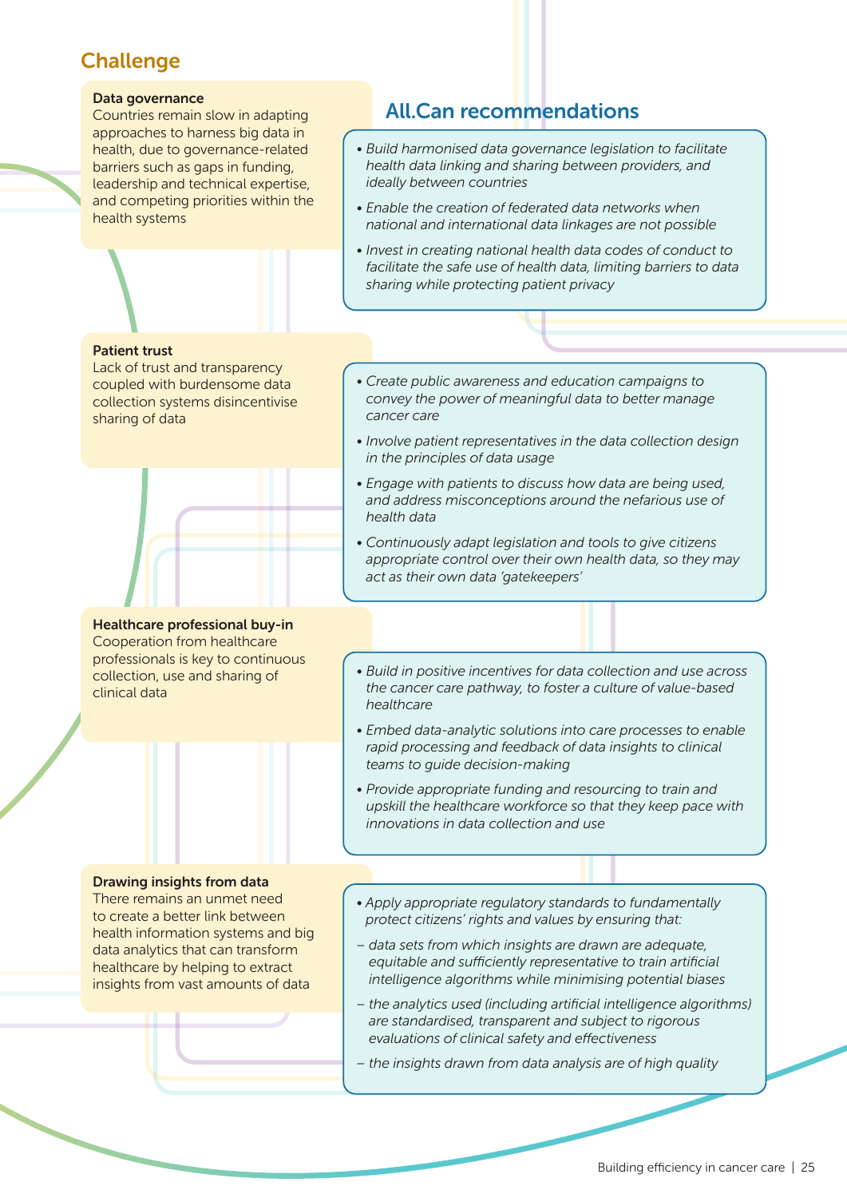## Challenge

## All.Can recommendations

**Data governance**
Countries remain slow in adapting approaches to harness big data in health, due to governance-related barriers such as gaps in funding, leadership and technical expertise, and competing priorities within the health systems

- *Build harmonised data governance legislation to facilitate health data linking and sharing between providers, and ideally between countries*
- *Enable the creation of federated data networks when national and international data linkages are not possible*
- *Invest in creating national health data codes of conduct to facilitate the safe use of health data, limiting barriers to data sharing while protecting patient privacy*

**Patient trust**
Lack of trust and transparency coupled with burdensome data collection systems disincentivise sharing of data

- *Create public awareness and education campaigns to convey the power of meaningful data to better manage cancer care*
- *Involve patient representatives in the data collection design in the principles of data usage*
- *Engage with patients to discuss how data are being used, and address misconceptions around the nefarious use of health data*
- *Continuously adapt legislation and tools to give citizens appropriate control over their own health data, so they may act as their own data 'gatekeepers'*

**Healthcare professional buy-in**
Cooperation from healthcare professionals is key to continuous collection, use and sharing of clinical data

- *Build in positive incentives for data collection and use across the cancer care pathway, to foster a culture of value-based healthcare*
- *Embed data-analytic solutions into care processes to enable rapid processing and feedback of data insights to clinical teams to guide decision-making*
- *Provide appropriate funding and resourcing to train and upskill the healthcare workforce so that they keep pace with innovations in data collection and use*

**Drawing insights from data**
There remains an unmet need to create a better link between health information systems and big data analytics that can transform healthcare by helping to extract insights from vast amounts of data

- *Apply appropriate regulatory standards to fundamentally protect citizens' rights and values by ensuring that:*
  - *data sets from which insights are drawn are adequate, equitable and sufficiently representative to train artificial intelligence algorithms while minimising potential biases*
  - *the analytics used (including artificial intelligence algorithms) are standardised, transparent and subject to rigorous evaluations of clinical safety and effectiveness*
  - *the insights drawn from data analysis are of high quality*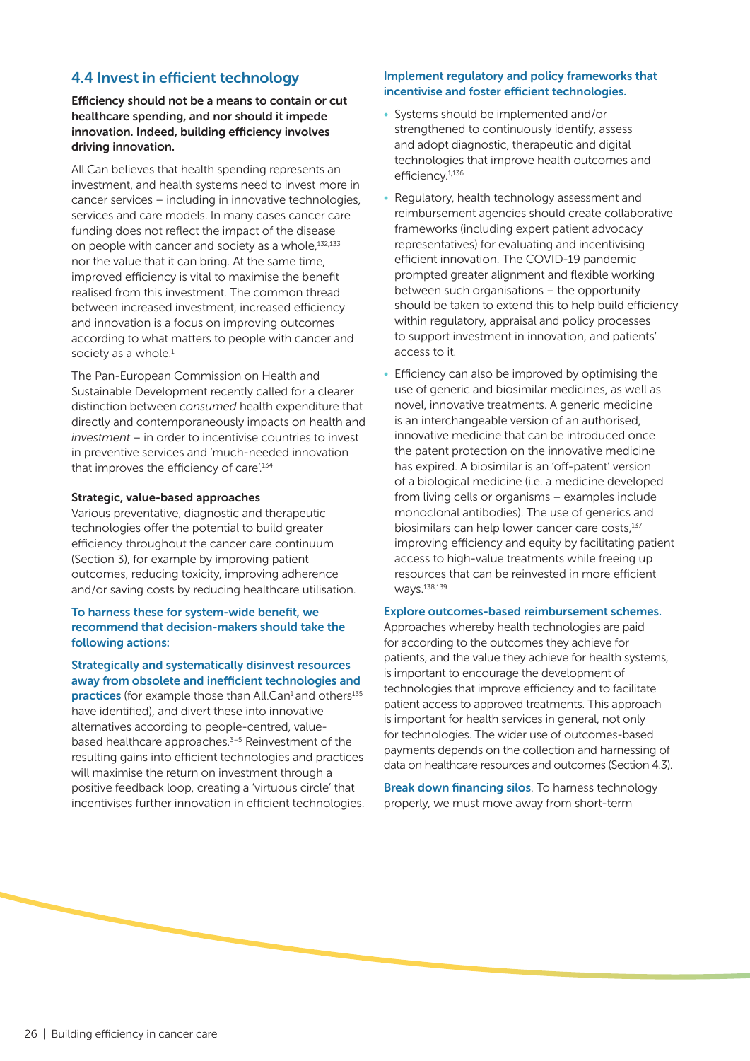## 4.4 Invest in efficient technology

**Efficiency should not be a means to contain or cut healthcare spending, and nor should it impede innovation. Indeed, building efficiency involves driving innovation.**

All.Can believes that health spending represents an investment, and health systems need to invest more in cancer services – including in innovative technologies, services and care models. In many cases cancer care funding does not reflect the impact of the disease on people with cancer and society as a whole,[132,133] nor the value that it can bring. At the same time, improved efficiency is vital to maximise the benefit realised from this investment. The common thread between increased investment, increased efficiency and innovation is a focus on improving outcomes according to what matters to people with cancer and society as a whole.[1]

The Pan-European Commission on Health and Sustainable Development recently called for a clearer distinction between *consumed* health expenditure that directly and contemporaneously impacts on health and *investment* – in order to incentivise countries to invest in preventive services and 'much-needed innovation that improves the efficiency of care'.[134]

**Strategic, value-based approaches**

Various preventative, diagnostic and therapeutic technologies offer the potential to build greater efficiency throughout the cancer care continuum (Section 3), for example by improving patient outcomes, reducing toxicity, improving adherence and/or saving costs by reducing healthcare utilisation.

**To harness these for system-wide benefit, we recommend that decision-makers should take the following actions:**

**Strategically and systematically disinvest resources away from obsolete and inefficient technologies and practices** (for example those that All.Can[1] and others[135] have identified), and divert these into innovative alternatives according to people-centred, value-based healthcare approaches.[3–5] Reinvestment of the resulting gains into efficient technologies and practices will maximise the return on investment through a positive feedback loop, creating a 'virtuous circle' that incentivises further innovation in efficient technologies.

**Implement regulatory and policy frameworks that incentivise and foster efficient technologies.**

- Systems should be implemented and/or strengthened to continuously identify, assess and adopt diagnostic, therapeutic and digital technologies that improve health outcomes and efficiency.[1,136]
- Regulatory, health technology assessment and reimbursement agencies should create collaborative frameworks (including expert patient advocacy representatives) for evaluating and incentivising efficient innovation. The COVID-19 pandemic prompted greater alignment and flexible working between such organisations – the opportunity should be taken to extend this to help build efficiency within regulatory, appraisal and policy processes to support investment in innovation, and patients' access to it.
- Efficiency can also be improved by optimising the use of generic and biosimilar medicines, as well as novel, innovative treatments. A generic medicine is an interchangeable version of an authorised, innovative medicine that can be introduced once the patent protection on the innovative medicine has expired. A biosimilar is an 'off-patent' version of a biological medicine (i.e. a medicine developed from living cells or organisms – examples include monoclonal antibodies). The use of generics and biosimilars can help lower cancer care costs,[137] improving efficiency and equity by facilitating patient access to high-value treatments while freeing up resources that can be reinvested in more efficient ways.[138,139]

**Explore outcomes-based reimbursement schemes.** Approaches whereby health technologies are paid for according to the outcomes they achieve for patients, and the value they achieve for health systems, is important to encourage the development of technologies that improve efficiency and to facilitate patient access to approved treatments. This approach is important for health services in general, not only for technologies. The wider use of outcomes-based payments depends on the collection and harnessing of data on healthcare resources and outcomes (Section 4.3).

**Break down financing silos**. To harness technology properly, we must move away from short-term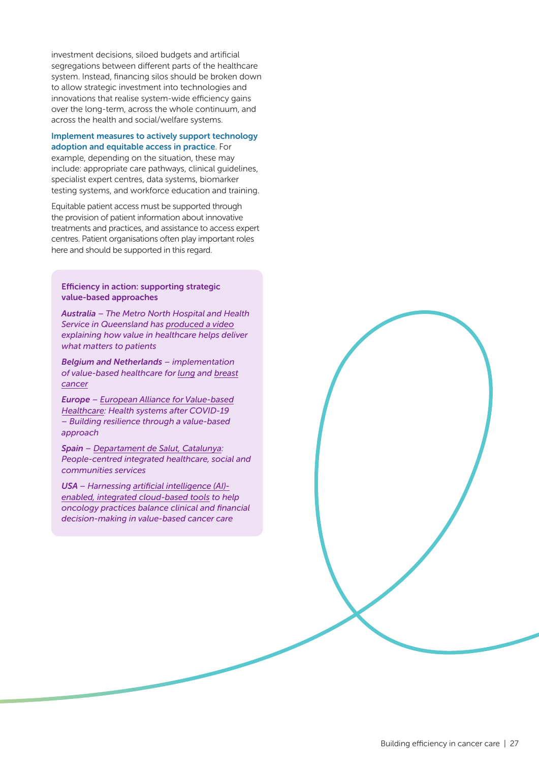investment decisions, siloed budgets and artificial segregations between different parts of the healthcare system. Instead, financing silos should be broken down to allow strategic investment into technologies and innovations that realise system-wide efficiency gains over the long-term, across the whole continuum, and across the health and social/welfare systems.

**Implement measures to actively support technology adoption and equitable access in practice**. For example, depending on the situation, these may include: appropriate care pathways, clinical guidelines, specialist expert centres, data systems, biomarker testing systems, and workforce education and training.

Equitable patient access must be supported through the provision of patient information about innovative treatments and practices, and assistance to access expert centres. Patient organisations often play important roles here and should be supported in this regard.

**Efficiency in action: supporting strategic value-based approaches**

***Australia*** *– The Metro North Hospital and Health Service in Queensland has produced a video explaining how value in healthcare helps deliver what matters to patients*

***Belgium and Netherlands*** *– implementation of value-based healthcare for lung and breast cancer*

***Europe*** *– European Alliance for Value-based Healthcare: Health systems after COVID-19 – Building resilience through a value-based approach*

***Spain*** *– Departament de Salut, Catalunya: People-centred integrated healthcare, social and communities services*

***USA*** *– Harnessing artificial intelligence (AI)-enabled, integrated cloud-based tools to help oncology practices balance clinical and financial decision-making in value-based cancer care*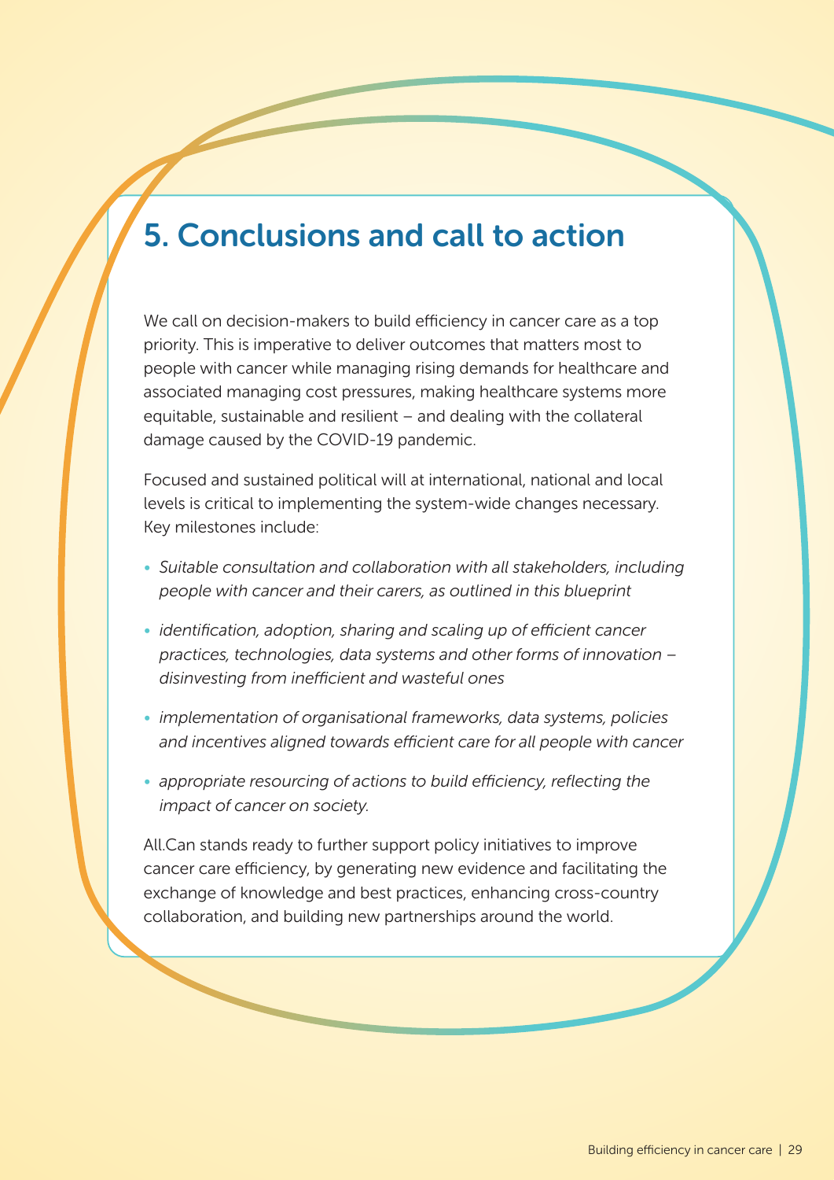# 5. Conclusions and call to action

We call on decision-makers to build efficiency in cancer care as a top priority. This is imperative to deliver outcomes that matters most to people with cancer while managing rising demands for healthcare and associated managing cost pressures, making healthcare systems more equitable, sustainable and resilient – and dealing with the collateral damage caused by the COVID-19 pandemic.

Focused and sustained political will at international, national and local levels is critical to implementing the system-wide changes necessary. Key milestones include:

- *Suitable consultation and collaboration with all stakeholders, including people with cancer and their carers, as outlined in this blueprint*
- *identification, adoption, sharing and scaling up of efficient cancer practices, technologies, data systems and other forms of innovation – disinvesting from inefficient and wasteful ones*
- *implementation of organisational frameworks, data systems, policies and incentives aligned towards efficient care for all people with cancer*
- *appropriate resourcing of actions to build efficiency, reflecting the impact of cancer on society.*

All.Can stands ready to further support policy initiatives to improve cancer care efficiency, by generating new evidence and facilitating the exchange of knowledge and best practices, enhancing cross-country collaboration, and building new partnerships around the world.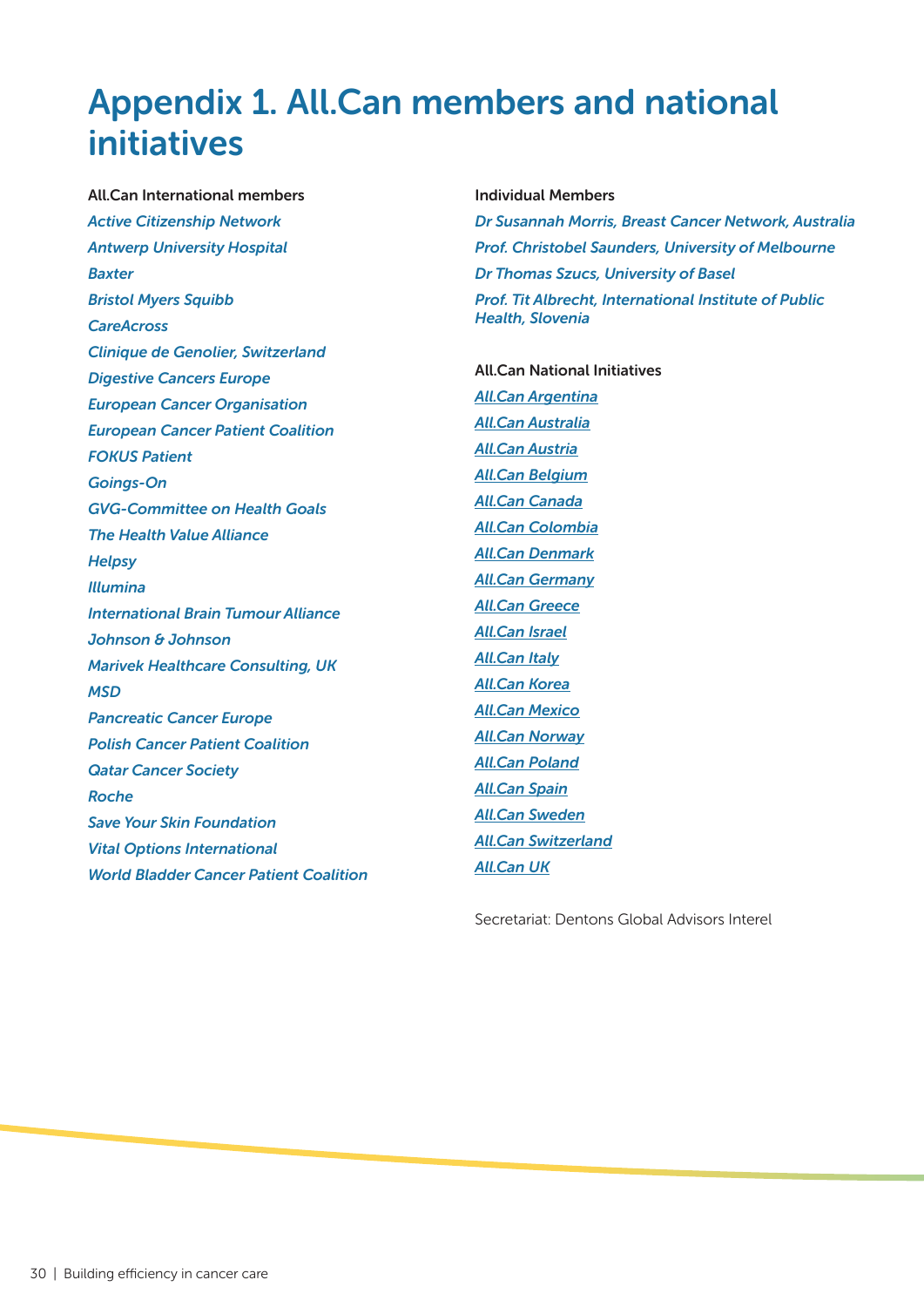# Appendix 1. All.Can members and national initiatives

**All.Can International members**

*Active Citizenship Network*
*Antwerp University Hospital*
*Baxter*
*Bristol Myers Squibb*
*CareAcross*
*Clinique de Genolier, Switzerland*
*Digestive Cancers Europe*
*European Cancer Organisation*
*European Cancer Patient Coalition*
*FOKUS Patient*
*Goings-On*
*GVG-Committee on Health Goals*
*The Health Value Alliance*
*Helpsy*
*Illumina*
*International Brain Tumour Alliance*
*Johnson & Johnson*
*Marivek Healthcare Consulting, UK*
*MSD*
*Pancreatic Cancer Europe*
*Polish Cancer Patient Coalition*
*Qatar Cancer Society*
*Roche*
*Save Your Skin Foundation*
*Vital Options International*
*World Bladder Cancer Patient Coalition*

**Individual Members**

*Dr Susannah Morris, Breast Cancer Network, Australia*
*Prof. Christobel Saunders, University of Melbourne*
*Dr Thomas Szucs, University of Basel*
*Prof. Tit Albrecht, International Institute of Public Health, Slovenia*

**All.Can National Initiatives**

*All.Can Argentina*
*All.Can Australia*
*All.Can Austria*
*All.Can Belgium*
*All.Can Canada*
*All.Can Colombia*
*All.Can Denmark*
*All.Can Germany*
*All.Can Greece*
*All.Can Israel*
*All.Can Italy*
*All.Can Korea*
*All.Can Mexico*
*All.Can Norway*
*All.Can Poland*
*All.Can Spain*
*All.Can Sweden*
*All.Can Switzerland*
*All.Can UK*

Secretariat: Dentons Global Advisors Interel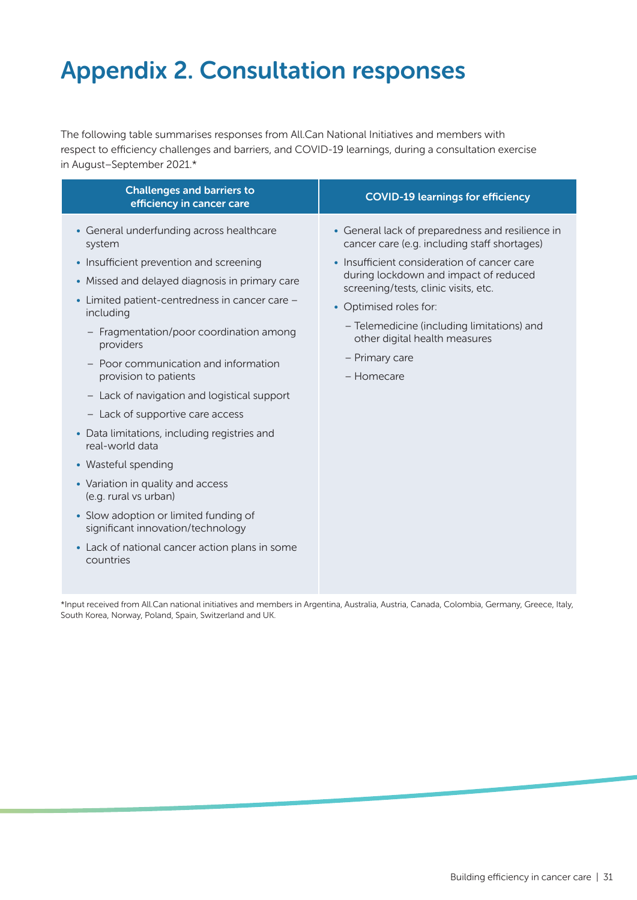# Appendix 2. Consultation responses

The following table summarises responses from All.Can National Initiatives and members with respect to efficiency challenges and barriers, and COVID-19 learnings, during a consultation exercise in August–September 2021.*

| Challenges and barriers to efficiency in cancer care | COVID-19 learnings for efficiency |
|---|---|
| • General underfunding across healthcare system<br>• Insufficient prevention and screening<br>• Missed and delayed diagnosis in primary care<br>• Limited patient-centredness in cancer care – including<br>&nbsp;&nbsp;– Fragmentation/poor coordination among providers<br>&nbsp;&nbsp;– Poor communication and information provision to patients<br>&nbsp;&nbsp;– Lack of navigation and logistical support<br>&nbsp;&nbsp;– Lack of supportive care access<br>• Data limitations, including registries and real-world data<br>• Wasteful spending<br>• Variation in quality and access (e.g. rural vs urban)<br>• Slow adoption or limited funding of significant innovation/technology<br>• Lack of national cancer action plans in some countries | • General lack of preparedness and resilience in cancer care (e.g. including staff shortages)<br>• Insufficient consideration of cancer care during lockdown and impact of reduced screening/tests, clinic visits, etc.<br>• Optimised roles for:<br>&nbsp;&nbsp;– Telemedicine (including limitations) and other digital health measures<br>&nbsp;&nbsp;– Primary care<br>&nbsp;&nbsp;– Homecare |

*Input received from All.Can national initiatives and members in Argentina, Australia, Austria, Canada, Colombia, Germany, Greece, Italy, South Korea, Norway, Poland, Spain, Switzerland and UK.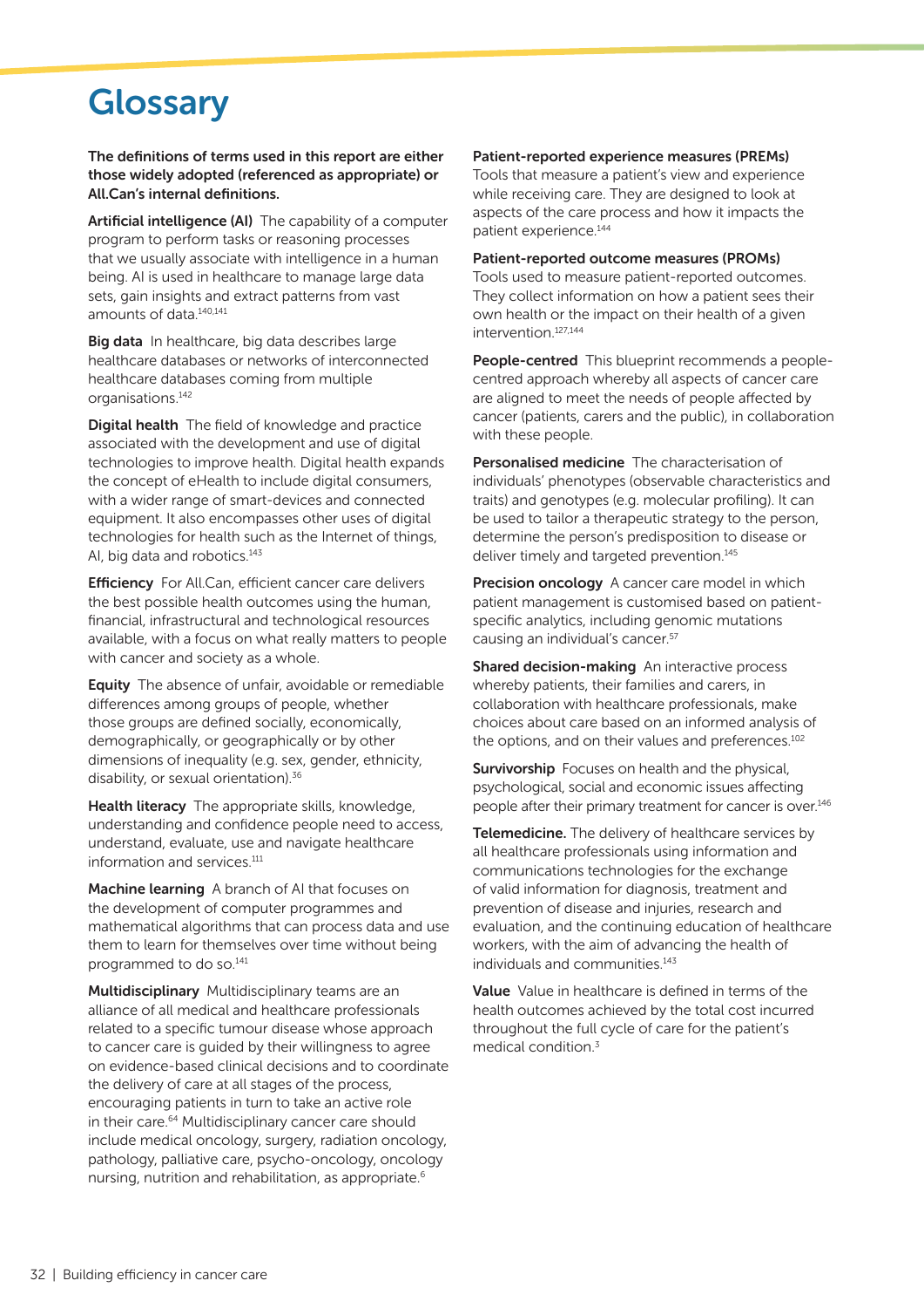# Glossary

**The definitions of terms used in this report are either those widely adopted (referenced as appropriate) or All.Can's internal definitions.**

**Artificial intelligence (AI)** The capability of a computer program to perform tasks or reasoning processes that we usually associate with intelligence in a human being. AI is used in healthcare to manage large data sets, gain insights and extract patterns from vast amounts of data.[140,141]

**Big data** In healthcare, big data describes large healthcare databases or networks of interconnected healthcare databases coming from multiple organisations.[142]

**Digital health** The field of knowledge and practice associated with the development and use of digital technologies to improve health. Digital health expands the concept of eHealth to include digital consumers, with a wider range of smart-devices and connected equipment. It also encompasses other uses of digital technologies for health such as the Internet of things, AI, big data and robotics.[143]

**Efficiency** For All.Can, efficient cancer care delivers the best possible health outcomes using the human, financial, infrastructural and technological resources available, with a focus on what really matters to people with cancer and society as a whole.

**Equity** The absence of unfair, avoidable or remediable differences among groups of people, whether those groups are defined socially, economically, demographically, or geographically or by other dimensions of inequality (e.g. sex, gender, ethnicity, disability, or sexual orientation).[36]

**Health literacy** The appropriate skills, knowledge, understanding and confidence people need to access, understand, evaluate, use and navigate healthcare information and services.[111]

**Machine learning** A branch of AI that focuses on the development of computer programmes and mathematical algorithms that can process data and use them to learn for themselves over time without being programmed to do so.[141]

**Multidisciplinary** Multidisciplinary teams are an alliance of all medical and healthcare professionals related to a specific tumour disease whose approach to cancer care is guided by their willingness to agree on evidence-based clinical decisions and to coordinate the delivery of care at all stages of the process, encouraging patients in turn to take an active role in their care.[64] Multidisciplinary cancer care should include medical oncology, surgery, radiation oncology, pathology, palliative care, psycho-oncology, oncology nursing, nutrition and rehabilitation, as appropriate.[6]

**Patient-reported experience measures (PREMs)** Tools that measure a patient's view and experience while receiving care. They are designed to look at aspects of the care process and how it impacts the patient experience.[144]

**Patient-reported outcome measures (PROMs)** Tools used to measure patient-reported outcomes. They collect information on how a patient sees their own health or the impact on their health of a given intervention.[127,144]

**People-centred** This blueprint recommends a people-centred approach whereby all aspects of cancer care are aligned to meet the needs of people affected by cancer (patients, carers and the public), in collaboration with these people.

**Personalised medicine** The characterisation of individuals' phenotypes (observable characteristics and traits) and genotypes (e.g. molecular profiling). It can be used to tailor a therapeutic strategy to the person, determine the person's predisposition to disease or deliver timely and targeted prevention.[145]

**Precision oncology** A cancer care model in which patient management is customised based on patient-specific analytics, including genomic mutations causing an individual's cancer.[57]

**Shared decision-making** An interactive process whereby patients, their families and carers, in collaboration with healthcare professionals, make choices about care based on an informed analysis of the options, and on their values and preferences.[102]

**Survivorship** Focuses on health and the physical, psychological, social and economic issues affecting people after their primary treatment for cancer is over.[146]

**Telemedicine.** The delivery of healthcare services by all healthcare professionals using information and communications technologies for the exchange of valid information for diagnosis, treatment and prevention of disease and injuries, research and evaluation, and the continuing education of healthcare workers, with the aim of advancing the health of individuals and communities.[143]

**Value** Value in healthcare is defined in terms of the health outcomes achieved by the total cost incurred throughout the full cycle of care for the patient's medical condition.[3]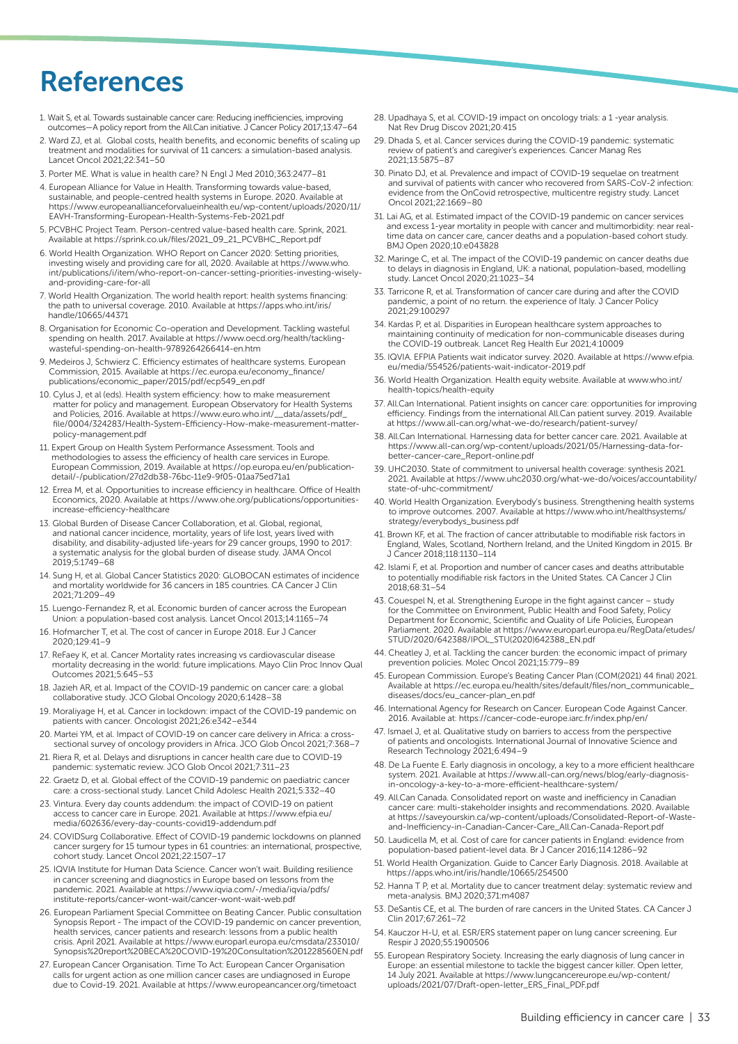# References

1. Wait S, et al. Towards sustainable cancer care: Reducing inefficiencies, improving outcomes—A policy report from the All.Can initiative. J Cancer Policy 2017;13:47–64
2. Ward ZJ, et al. Global costs, health benefits, and economic benefits of scaling up treatment and modalities for survival of 11 cancers: a simulation-based analysis. Lancet Oncol 2021;22:341–50
3. Porter ME. What is value in health care? N Engl J Med 2010;363:2477–81
4. European Alliance for Value in Health. Transforming towards value-based, sustainable, and people-centred health systems in Europe. 2020. Available at https://www.europeanallianceforvalueinhealth.eu/wp-content/uploads/2020/11/EAVH-Transforming-European-Health-Systems-Feb-2021.pdf
5. PCVBHC Project Team. Person-centred value-based health care. Sprink, 2021. Available at https://sprink.co.uk/files/2021_09_21_PCVBHC_Report.pdf
6. World Health Organization. WHO Report on Cancer 2020: Setting priorities, investing wisely and providing care for all, 2020. Available at https://www.who.int/publications/i/item/who-report-on-cancer-setting-priorities-investing-wisely-and-providing-care-for-all
7. World Health Organization. The world health report: health systems financing: the path to universal coverage. 2010. Available at https://apps.who.int/iris/handle/10665/44371
8. Organisation for Economic Co-operation and Development. Tackling wasteful spending on health. 2017. Available at https://www.oecd.org/health/tackling-wasteful-spending-on-health-9789264266414-en.htm
9. Medeiros J, Schwierz C. Efficiency estimates of healthcare systems. European Commission, 2015. Available at https://ec.europa.eu/economy_finance/publications/economic_paper/2015/pdf/ecp549_en.pdf
10. Cylus J, et al (eds). Health system efficiency: how to make measurement matter for policy and management. European Observatory for Health Systems and Policies, 2016. Available at https://www.euro.who.int/__data/assets/pdf_file/0004/324283/Health-System-Efficiency-How-make-measurement-matter-policy-management.pdf
11. Expert Group on Health System Performance Assessment. Tools and methodologies to assess the efficiency of health care services in Europe. European Commission, 2019. Available at https://op.europa.eu/en/publication-detail/-/publication/27d2db38-76bc-11e9-9f05-01aa75ed71a1
12. Errea M, et al. Opportunities to increase efficiency in healthcare. Office of Health Economics, 2020. Available at https://www.ohe.org/publications/opportunities-increase-efficiency-healthcare
13. Global Burden of Disease Cancer Collaboration, et al. Global, regional, and national cancer incidence, mortality, years of life lost, years lived with disability, and disability-adjusted life-years for 29 cancer groups, 1990 to 2017: a systematic analysis for the global burden of disease study. JAMA Oncol 2019;5:1749–68
14. Sung H, et al. Global Cancer Statistics 2020: GLOBOCAN estimates of incidence and mortality worldwide for 36 cancers in 185 countries. CA Cancer J Clin 2021;71:209–49
15. Luengo-Fernandez R, et al. Economic burden of cancer across the European Union: a population-based cost analysis. Lancet Oncol 2013;14:1165–74
16. Hofmarcher T, et al. The cost of cancer in Europe 2018. Eur J Cancer 2020;129:41–9
17. ReFaey K, et al. Cancer Mortality rates increasing vs cardiovascular disease mortality decreasing in the world: future implications. Mayo Clin Proc Innov Qual Outcomes 2021;5:645–53
18. Jazieh AR, et al. Impact of the COVID-19 pandemic on cancer care: a global collaborative study. JCO Global Oncology 2020;6:1428–38
19. Moraliyage H, et al. Cancer in lockdown: impact of the COVID-19 pandemic on patients with cancer. Oncologist 2021;26:e342–e344
20. Martei YM, et al. Impact of COVID-19 on cancer care delivery in Africa: a cross-sectional survey of oncology providers in Africa. JCO Glob Oncol 2021;7:368–7
21. Riera R, et al. Delays and disruptions in cancer health care due to COVID-19 pandemic: systematic review. JCO Glob Oncol 2021;7:311–23
22. Graetz D, et al. Global effect of the COVID-19 pandemic on paediatric cancer care: a cross-sectional study. Lancet Child Adolesc Health 2021;5:332–40
23. Vintura. Every day counts addendum: the impact of COVID-19 on patient access to cancer care in Europe. 2021. Available at https://www.efpia.eu/media/602636/every-day-counts-covid19-addendum.pdf
24. COVIDSurg Collaborative. Effect of COVID-19 pandemic lockdowns on planned cancer surgery for 15 tumour types in 61 countries: an international, prospective, cohort study. Lancet Oncol 2021;22:1507–17
25. IQVIA Institute for Human Data Science. Cancer won't wait. Building resilience in cancer screening and diagnostics in Europe based on lessons from the pandemic. 2021. Available at https://www.iqvia.com/-/media/iqvia/pdfs/institute-reports/cancer-wont-wait/cancer-wont-wait-web.pdf
26. European Parliament Special Committee on Beating Cancer. Public consultation Synopsis Report - The impact of the COVID-19 pandemic on cancer prevention, health services, cancer patients and research: lessons from a public health crisis. April 2021. Available at https://www.europarl.europa.eu/cmsdata/233010/Synopsis%20report%20BECA%20COVID-19%20Consultation%201228560EN.pdf
27. European Cancer Organisation. Time To Act: European Cancer Organisation calls for urgent action as one million cancer cases are undiagnosed in Europe due to Covid-19. 2021. Available at https://www.europeancancer.org/timetoact
28. Upadhaya S, et al. COVID-19 impact on oncology trials: a 1 -year analysis. Nat Rev Drug Discov 2021;20:415
29. Dhada S, et al. Cancer services during the COVID-19 pandemic: systematic review of patient's and caregiver's experiences. Cancer Manag Res 2021;13:5875–87
30. Pinato DJ, et al. Prevalence and impact of COVID-19 sequelae on treatment and survival of patients with cancer who recovered from SARS-CoV-2 infection: evidence from the OnCovid retrospective, multicentre registry study. Lancet Oncol 2021;22:1669–80
31. Lai AG, et al. Estimated impact of the COVID-19 pandemic on cancer services and excess 1-year mortality in people with cancer and multimorbidity: near real-time data on cancer care, cancer deaths and a population-based cohort study. BMJ Open 2020;10:e043828
32. Maringe C, et al. The impact of the COVID-19 pandemic on cancer deaths due to delays in diagnosis in England, UK: a national, population-based, modelling study. Lancet Oncol 2020;21:1023–34
33. Tarricone R, et al. Transformation of cancer care during and after the COVID pandemic, a point of no return. the experience of Italy. J Cancer Policy 2021;29:100297
34. Kardas P, et al. Disparities in European healthcare system approaches to maintaining continuity of medication for non-communicable diseases during the COVID-19 outbreak. Lancet Reg Health Eur 2021;4:10009
35. IQVIA. EFPIA Patients wait indicator survey. 2020. Available at https://www.efpia.eu/media/554526/patients-wait-indicator-2019.pdf
36. World Health Organization. Health equity website. Available at www.who.int/health-topics/health-equity
37. All.Can International. Patient insights on cancer care: opportunities for improving efficiency. Findings from the international All.Can patient survey. 2019. Available at https://www.all-can.org/what-we-do/research/patient-survey/
38. All.Can International. Harnessing data for better cancer care. 2021. Available at https://www.all-can.org/wp-content/uploads/2021/05/Harnessing-data-for-better-cancer-care_Report-online.pdf
39. UHC2030. State of commitment to universal health coverage: synthesis 2021. 2021. Available at https://www.uhc2030.org/what-we-do/voices/accountability/state-of-uhc-commitment/
40. World Health Organization. Everybody's business. Strengthening health systems to improve outcomes. 2007. Available at https://www.who.int/healthsystems/strategy/everybodys_business.pdf
41. Brown KF, et al. The fraction of cancer attributable to modifiable risk factors in England, Wales, Scotland, Northern Ireland, and the United Kingdom in 2015. Br J Cancer 2018;118:1130–114
42. Islami F, et al. Proportion and number of cancer cases and deaths attributable to potentially modifiable risk factors in the United States. CA Cancer J Clin 2018;68:31–54
43. Couespel N, et al. Strengthening Europe in the fight against cancer – study for the Committee on Environment, Public Health and Food Safety, Policy Department for Economic, Scientific and Quality of Life Policies, European Parliament. 2020. Available at https://www.europarl.europa.eu/RegData/etudes/STUD/2020/642388/IPOL_STU(2020)642388_EN.pdf
44. Cheatley J, et al. Tackling the cancer burden: the economic impact of primary prevention policies. Molec Oncol 2021;15:779–89
45. European Commission. Europe's Beating Cancer Plan (COM(2021) 44 final) 2021. Available at https://ec.europa.eu/health/sites/default/files/non_communicable_diseases/docs/eu_cancer-plan_en.pdf
46. International Agency for Research on Cancer. European Code Against Cancer. 2016. Available at: https://cancer-code-europe.iarc.fr/index.php/en/
47. Ismael J, et al. Qualitative study on barriers to access from the perspective of patients and oncologists. International Journal of Innovative Science and Research Technology 2021;6:494–9
48. De La Fuente E. Early diagnosis in oncology, a key to a more efficient healthcare system. 2021. Available at https://www.all-can.org/news/blog/early-diagnosis-in-oncology-a-key-to-a-more-efficient-healthcare-system/
49. All.Can Canada. Consolidated report on waste and inefficiency in Canadian cancer care: multi-stakeholder insights and recommendations. 2020. Available at https://saveyourskin.ca/wp-content/uploads/Consolidated-Report-of-Waste-and-Inefficiency-in-Canadian-Cancer-Care_All.Can-Canada-Report.pdf
50. Laudicella M, et al. Cost of care for cancer patients in England: evidence from population-based patient-level data. Br J Cancer 2016;114:1286–92
51. World Health Organization. Guide to Cancer Early Diagnosis. 2018. Available at https://apps.who.int/iris/handle/10665/254500
52. Hanna T P, et al. Mortality due to cancer treatment delay: systematic review and meta-analysis. BMJ 2020;371:m4087
53. DeSantis CE, et al. The burden of rare cancers in the United States. CA Cancer J Clin 2017;67:261–72
54. Kauczor H-U, et al. ESR/ERS statement paper on lung cancer screening. Eur Respir J 2020;55:1900506
55. European Respiratory Society. Increasing the early diagnosis of lung cancer in Europe: an essential milestone to tackle the biggest cancer killer. Open letter, 14 July 2021. Available at https://www.lungcancereurope.eu/wp-content/uploads/2021/07/Draft-open-letter_ERS_Final_PDF.pdf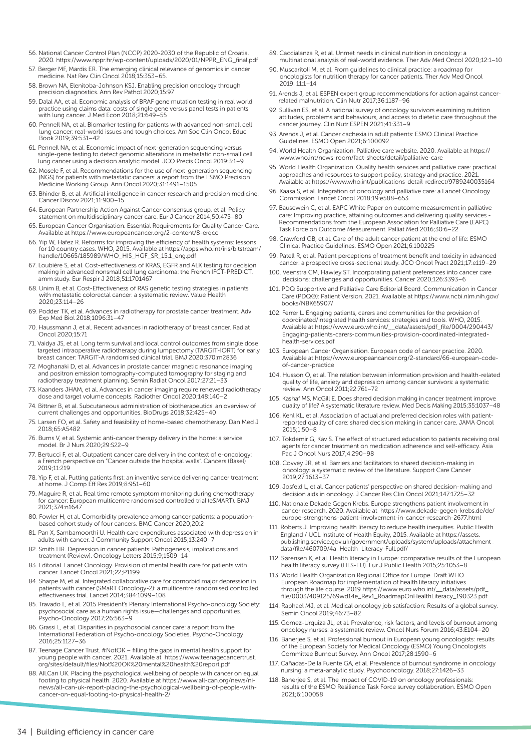56. National Cancer Control Plan (NCCP) 2020-2030 of the Republic of Croatia. 2020. https://www.nppr.hr/wp-content/uploads/2020/01/NPPR_ENG_final.pdf
57. Berger MF, Mardis ER. The emerging clinical relevance of genomics in cancer medicine. Nat Rev Clin Oncol 2018;15:353–65.
58. Brown NA, Elenitoba-Johnson KSJ. Enabling precision oncology through precision diagnostics. Ann Rev Pathol 2020;15:97
59. Dalal AA, et al. Economic analysis of BRAF gene mutation testing in real world practice using claims data: costs of single gene versus panel tests in patients with lung cancer. J Med Econ 2018;21:649–55
60. Pennell NA, et al. Biomarker testing for patients with advanced non-small cell lung cancer: real-world issues and tough choices. Am Soc Clin Oncol Educ Book 2019;39:531–42
61. Pennell NA, et al. Economic impact of next-generation sequencing versus single-gene testing to detect genomic alterations in metastatic non-small cell lung cancer using a decision analytic model. JCO Precis Oncol 2019:3:1–9
62. Mosele F, et al. Recommendations for the use of next-generation sequencing (NGS) for patients with metastatic cancers: a report from the ESMO Precision Medicine Working Group. Ann Oncol 2020;31:1491–1505
63. Bhinder B, et al. Artificial intelligence in cancer research and precision medicine. Cancer Discov 2021;11:900–15
64. European Partnership Action Against Cancer consensus group, et al. Policy statement on multidisciplinary cancer care. Eur J Cancer 2014;50:475–80
65. European Cancer Organisation. Essential Requirements for Quality Cancer Care. Available at https://www.europeancancer.org/2-content/8-erqcc
66. Yip W, Hafez R. Reforms for improving the efficiency of health systems: lessons for 10 country cases. WHO, 2015. Available at https://apps.who.int/iris/bitstream/handle/10665/185989/WHO_HIS_HGF_SR_15.1_eng.pdf
67. Loubière S, et al. Cost-effectiveness of KRAS, EGFR and ALK testing for decision making in advanced nonsmall cell lung carcinoma: the French IFCT-PREDICT. amm study. Eur Respir J 2018;51:1701467
68. Unim B, et al. Cost-Effectiveness of RAS genetic testing strategies in patients with metastatic colorectal cancer: a systematic review. Value Health 2020;23:114–26
69. Podder TK, et al. Advances in radiotherapy for prostate cancer treatment. Adv Exp Med Biol 2018;1096:31–47
70. Haussmann J, et al. Recent advances in radiotherapy of breast cancer. Radiat Oncol 2020;15:71
71. Vaidya JS, et al. Long term survival and local control outcomes from single dose targeted intraoperative radiotherapy during lumpectomy (TARGIT-IORT) for early breast cancer: TARGIT-A randomised clinical trial. BMJ 2020;370:m2836
72. Moghanaki D, et al. Advances in prostate cancer magnetic resonance imaging and positron emission tomography-computed tomography for staging and radiotherapy treatment planning. Semin Radiat Oncol 2017;27:21–33
73. Kaanders JHAM, et al. Advances in cancer imaging require renewed radiotherapy dose and target volume concepts. Radiother Oncol 2020;148:140–2
74. Bittner B, et al. Subcutaneous administration of biotherapeutics: an overview of current challenges and opportunities. BioDrugs 2018;32:425–40
75. Larsen FO, et al. Safety and feasibility of home-based chemotherapy. Dan Med J 2018;65:A5482
76. Burns V, et al. Systemic anti-cancer therapy delivery in the home: a service model. Br J Nurs 2020;29:S22–9
77. Bertucci F, et al. Outpatient cancer care delivery in the context of e-oncology: a French perspective on "Cancer outside the hospital walls". Cancers (Basel) 2019;11:219
78. Yip F, et al. Putting patients first: an inventive service delivering cancer treatment at home. J Comp Eff Res 2019;8:951–60
79. Maguire R, et al. Real time remote symptom monitoring during chemotherapy for cancer: European multicentre randomised controlled trial (eSMART). BMJ 2021;374:n1647
80. Fowler H, et al. Comorbidity prevalence among cancer patients: a population-based cohort study of four cancers. BMC Cancer 2020;20:2
81. Pan X, Sambamoorthi U. Health care expenditures associated with depression in adults with cancer. J Community Support Oncol 2015;13:240–7
82. Smith HR. Depression in cancer patients: Pathogenesis, implications and treatment (Review). Oncology Letters 2015;9;1509–14
83. Editorial. Lancet Oncology. Provision of mental health care for patients with cancer. Lancet Oncol 2021;22;P1199
84. Sharpe M, et al. Integrated collaborative care for comorbid major depression in patients with cancer (SMaRT Oncology-2): a multicentre randomised controlled effectiveness trial. Lancet 2014;384:1099–108
85. Travado L, et al. 2015 President's Plenary International Psycho-oncology Society: psychosocial care as a human rights issue—challenges and opportunities. Psycho-Oncology 2017;26:563–9
86. Grassi L, et al. Disparities in psychosocial cancer care: a report from the International Federation of Psycho-oncology Societies. Psycho-Oncology 2016;25:1127–36
87. Teenage Cancer Trust. #NotOK – filling the gaps in mental health support for young people with cancer. 2021. Available at https://www.teenagecancertrust.org/sites/default/files/Not%20OK%20mental%20health%20report.pdf
88. All.Can UK. Placing the psychological wellbeing of people with cancer on equal footing to physical health. 2020. Available at https://www.all-can.org/news/ni-news/all-can-uk-report-placing-the-psychological-wellbeing-of-people-with-cancer-on-equal-footing-to-physical-health-2/
89. Caccialanza R, et al. Unmet needs in clinical nutrition in oncology: a multinational analysis of real-world evidence. Ther Adv Med Oncol 2020;12:1–10
90. Muscaritoli M, et al. From guidelines to clinical practice: a roadmap for oncologists for nutrition therapy for cancer patients. Ther Adv Med Oncol 2019: 11:1–14
91. Arends J, et al. ESPEN expert group recommendations for action against cancer-related malnutrition. Clin Nutr 2017;36:1187–96
92. Sullivan ES, et al. A national survey of oncology survivors examining nutrition attitudes, problems and behaviours, and access to dietetic care throughout the cancer journey. Clin Nutr ESPEN 2021;41:331–9
93. Arends J, et al. Cancer cachexia in adult patients: ESMO Clinical Practice Guidelines. ESMO Open 2021;6:100092
94. World Health Organization. Palliative care website. 2020. Available at https://www.who.int/news-room/fact-sheets/detail/palliative-care
95. World Health Organization. Quality health services and palliative care: practical approaches and resources to support policy, strategy and practice. 2021. Available at https://www.who.int/publications-detail-redirect/9789240035164
96. Kaasa S, et al. Integration of oncology and palliative care: a Lancet Oncology Commission. Lancet Oncol 2018;19:e588–653.
97. Bausewein C, et al. EAPC White Paper on outcome measurement in palliative care: Improving practice, attaining outcomes and delivering quality services - Recommendations from the European Association for Palliative Care (EAPC) Task Force on Outcome Measurement. Palliat Med 2016;30:6–22
98. Crawford GB, et al. Care of the adult cancer patient at the end of life: ESMO Clinical Practice Guidelines. ESMO Open 2021;6:100225
99. Patell R, et al. Patient perceptions of treatment benefit and toxicity in advanced cancer: a prospective cross-sectional study. JCO Oncol Pract 2021;17:e119–29
100. Veenstra CM, Hawley ST. Incorporating patient preferences into cancer care decisions: challenges and opportunities. Cancer 2020;126:3393–6
101. PDQ Supportive and Palliative Care Editorial Board. Communication in Cancer Care (PDQ®): Patient Version. 2021. Available at https://www.ncbi.nlm.nih.gov/books/NBK65907/
102. Ferrer L. Engaging patients, carers and communities for the provision of coordinated/integrated health services: strategies and tools. WHO, 2015. Available at https://www.euro.who.int/__data/assets/pdf_file/0004/290443/Engaging-patients-carers-communities-provision-coordinated-integrated-health-services.pdf
103. European Cancer Organisation. European code of cancer practice. 2020. Available at https://www.europeancancer.org/2-standard/66-european-code-of-cancer-practice
104. Husson O, et al. The relation between information provision and health-related quality of life, anxiety and depression among cancer survivors: a systematic review. Ann Oncol 2011;22:761–72
105. Kashaf MS, McGill E. Does shared decision making in cancer treatment improve quality of life? A systematic literature review. Med Decis Making 2015;35:1037–48
106. Kehl KL, et al. Association of actual and preferred decision roles with patient-reported quality of care: shared decision making in cancer care. JAMA Oncol 2015;1:50–8
107. Tokdemir G, Kav S. The effect of structured education to patients receiving oral agents for cancer treatment on medication adherence and self-efficacy. Asia Pac J Oncol Nurs 2017;4:290–98
108. Covvey JR, et al. Barriers and facilitators to shared decision-making in oncology: a systematic review of the literature. Support Care Cancer 2019;27:1613–37
109. Josfeld L, et al. Cancer patients' perspective on shared decision-making and decision aids in oncology. J Cancer Res Clin Oncol 2021;147:1725–32
110. Nationale Dekade Gegen Krebs. Europe strengthens patient involvement in cancer research. 2020. Available at https://www.dekade-gegen-krebs.de/de/europe-strengthens-patient-involvement-in-cancer-research-2677.html
111. Roberts J. Improving health literacy to reduce health inequities. Public Health England / UCL Institute of Health Equity, 2015. Available at https://assets.publishing.service.gov.uk/government/uploads/system/uploads/attachment_data/file/460709/4a_Health_Literacy-Full.pdf/
112. Sørensen K, et al. Health literacy in Europe: comparative results of the European health literacy survey (HLS-EU). Eur J Public Health 2015;25:1053–8
113. World Health Organization Regional Office for Europe. Draft WHO European Roadmap for implementation of health literacy initiatives through the life course. 2019 https://www.euro.who.int/__data/assets/pdf_file/0003/409125/69wd14e_Rev1_RoadmapOnHealthLiteracy_190323.pdf
114. Raphael MJ, et al. Medical oncology job satisfaction: Results of a global survey. Semin Oncol 2019;46:73–82
115. Gómez-Urquiza JL, et al. Prevalence, risk factors, and levels of burnout among oncology nurses: a systematic review. Oncol Nurs Forum 2016;43:E104–20
116. Banerjee S, et al. Professional burnout in European young oncologists: results of the European Society for Medical Oncology (ESMO) Young Oncologists Committee Burnout Survey. Ann Oncol 2017;28:1590–6
117. Cañadas-De la Fuente GA, et al. Prevalence of burnout syndrome in oncology nursing: a meta-analytic study. Psychooncology. 2018;27:1426–33
118. Banerjee S, et al. The impact of COVID-19 on oncology professionals: results of the ESMO Resilience Task Force survey collaboration. ESMO Open 2021;6:100058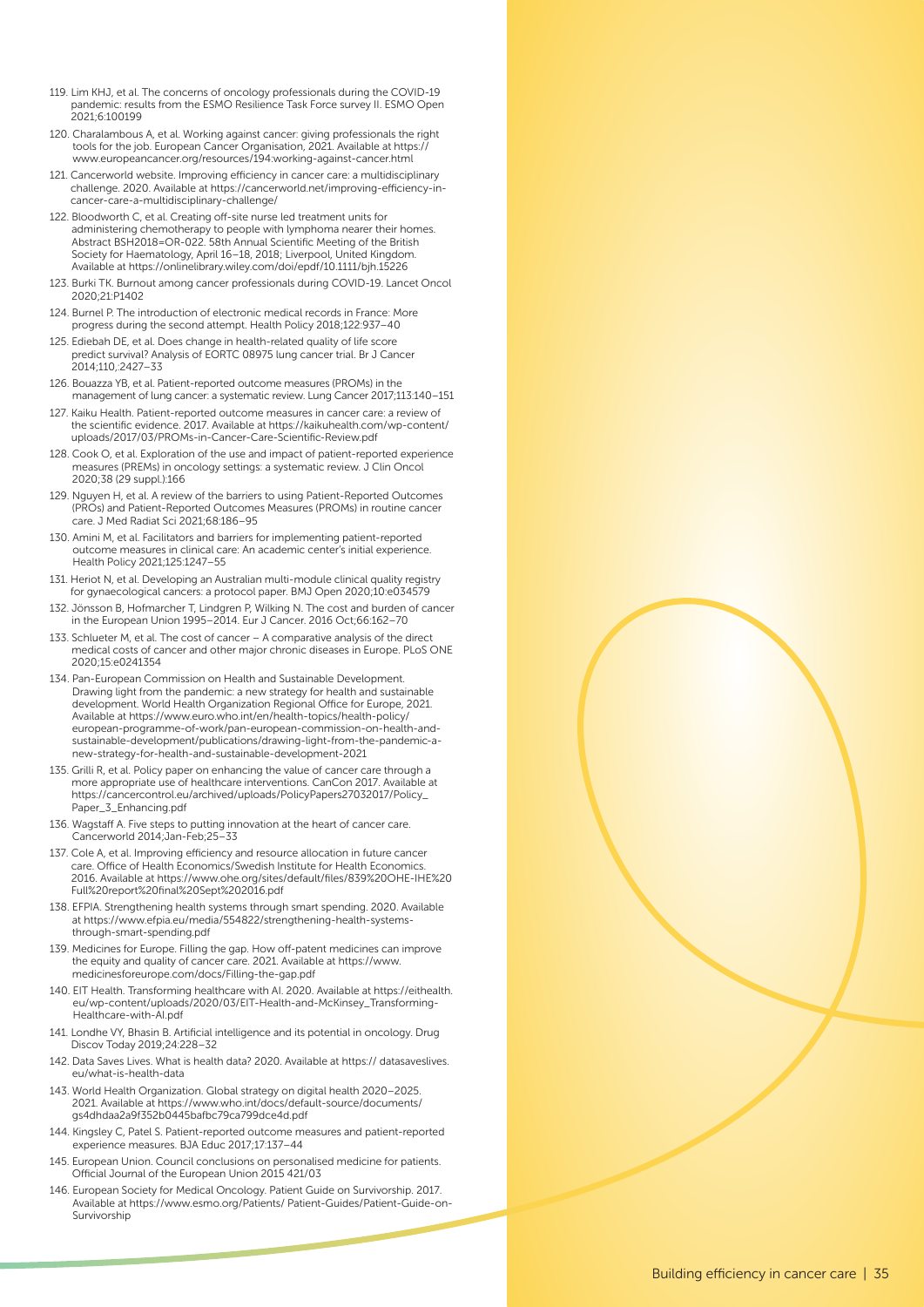119. Lim KHJ, et al. The concerns of oncology professionals during the COVID-19 pandemic: results from the ESMO Resilience Task Force survey II. ESMO Open 2021;6:100199

120. Charalambous A, et al. Working against cancer: giving professionals the right tools for the job. European Cancer Organisation, 2021. Available at https://www.europeancancer.org/resources/194:working-against-cancer.html

121. Cancerworld website. Improving efficiency in cancer care: a multidisciplinary challenge. 2020. Available at https://cancerworld.net/improving-efficiency-in-cancer-care-a-multidisciplinary-challenge/

122. Bloodworth C, et al. Creating off-site nurse led treatment units for administering chemotherapy to people with lymphoma nearer their homes. Abstract BSH2018=OR-022. 58th Annual Scientific Meeting of the British Society for Haematology, April 16–18, 2018; Liverpool, United Kingdom. Available at https://onlinelibrary.wiley.com/doi/epdf/10.1111/bjh.15226

123. Burki TK. Burnout among cancer professionals during COVID-19. Lancet Oncol 2020;21:P1402

124. Burnel P. The introduction of electronic medical records in France: More progress during the second attempt. Health Policy 2018;122:937–40

125. Ediebah DE, et al. Does change in health-related quality of life score predict survival? Analysis of EORTC 08975 lung cancer trial. Br J Cancer 2014;110,:2427–33

126. Bouazza YB, et al. Patient-reported outcome measures (PROMs) in the management of lung cancer: a systematic review. Lung Cancer 2017;113:140–151

127. Kaiku Health. Patient-reported outcome measures in cancer care: a review of the scientific evidence. 2017. Available at https://kaikuhealth.com/wp-content/uploads/2017/03/PROMs-in-Cancer-Care-Scientific-Review.pdf

128. Cook O, et al. Exploration of the use and impact of patient-reported experience measures (PREMs) in oncology settings: a systematic review. J Clin Oncol 2020;38 (29 suppl.):166

129. Nguyen H, et al. A review of the barriers to using Patient-Reported Outcomes (PROs) and Patient-Reported Outcomes Measures (PROMs) in routine cancer care. J Med Radiat Sci 2021;68:186–95

130. Amini M, et al. Facilitators and barriers for implementing patient-reported outcome measures in clinical care: An academic center's initial experience. Health Policy 2021;125:1247–55

131. Heriot N, et al. Developing an Australian multi-module clinical quality registry for gynaecological cancers: a protocol paper. BMJ Open 2020;10:e034579

132. Jönsson B, Hofmarcher T, Lindgren P, Wilking N. The cost and burden of cancer in the European Union 1995–2014. Eur J Cancer. 2016 Oct;66:162–70

133. Schlueter M, et al. The cost of cancer – A comparative analysis of the direct medical costs of cancer and other major chronic diseases in Europe. PLoS ONE 2020;15:e0241354

134. Pan-European Commission on Health and Sustainable Development. Drawing light from the pandemic: a new strategy for health and sustainable development. World Health Organization Regional Office for Europe, 2021. Available at https://www.euro.who.int/en/health-topics/health-policy/european-programme-of-work/pan-european-commission-on-health-and-sustainable-development/publications/drawing-light-from-the-pandemic-a-new-strategy-for-health-and-sustainable-development-2021

135. Grilli R, et al. Policy paper on enhancing the value of cancer care through a more appropriate use of healthcare interventions. CanCon 2017. Available at https://cancercontrol.eu/archived/uploads/PolicyPapers27032017/Policy_Paper_3_Enhancing.pdf

136. Wagstaff A. Five steps to putting innovation at the heart of cancer care. Cancerworld 2014;Jan-Feb;25–33

137. Cole A, et al. Improving efficiency and resource allocation in future cancer care. Office of Health Economics/Swedish Institute for Health Economics. 2016. Available at https://www.ohe.org/sites/default/files/839%20OHE-IHE%20Full%20report%20final%20Sept%202016.pdf

138. EFPIA. Strengthening health systems through smart spending. 2020. Available at https://www.efpia.eu/media/554822/strengthening-health-systems-through-smart-spending.pdf

139. Medicines for Europe. Filling the gap. How off-patent medicines can improve the equity and quality of cancer care. 2021. Available at https://www.medicinesforeurope.com/docs/Filling-the-gap.pdf

140. EIT Health. Transforming healthcare with AI. 2020. Available at https://eithealth.eu/wp-content/uploads/2020/03/EIT-Health-and-McKinsey_Transforming-Healthcare-with-AI.pdf

141. Londhe VY, Bhasin B. Artificial intelligence and its potential in oncology. Drug Discov Today 2019;24:228–32

142. Data Saves Lives. What is health data? 2020. Available at https:// datasaveslives.eu/what-is-health-data

143. World Health Organization. Global strategy on digital health 2020–2025. 2021. Available at https://www.who.int/docs/default-source/documents/gs4dhdaa2a9f352b0445bafbc79ca799dce4d.pdf

144. Kingsley C, Patel S. Patient-reported outcome measures and patient-reported experience measures. BJA Educ 2017;17:137–44

145. European Union. Council conclusions on personalised medicine for patients. Official Journal of the European Union 2015 421/03

146. European Society for Medical Oncology. Patient Guide on Survivorship. 2017. Available at https://www.esmo.org/Patients/ Patient-Guides/Patient-Guide-on-Survivorship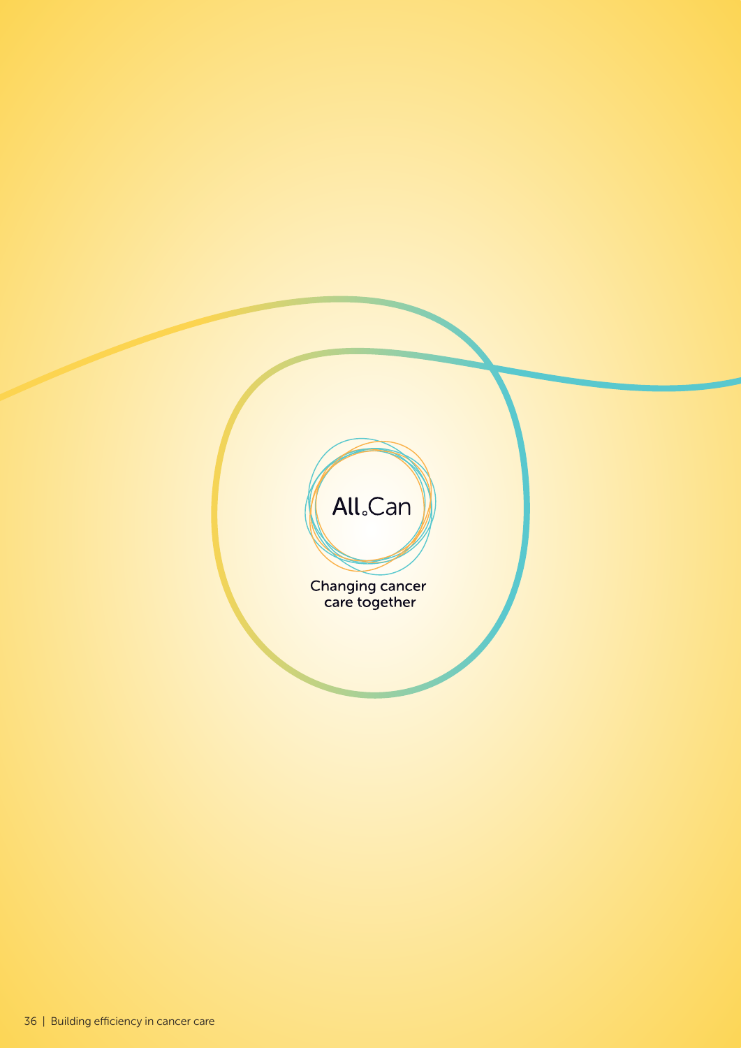All.Can

Changing cancer care together